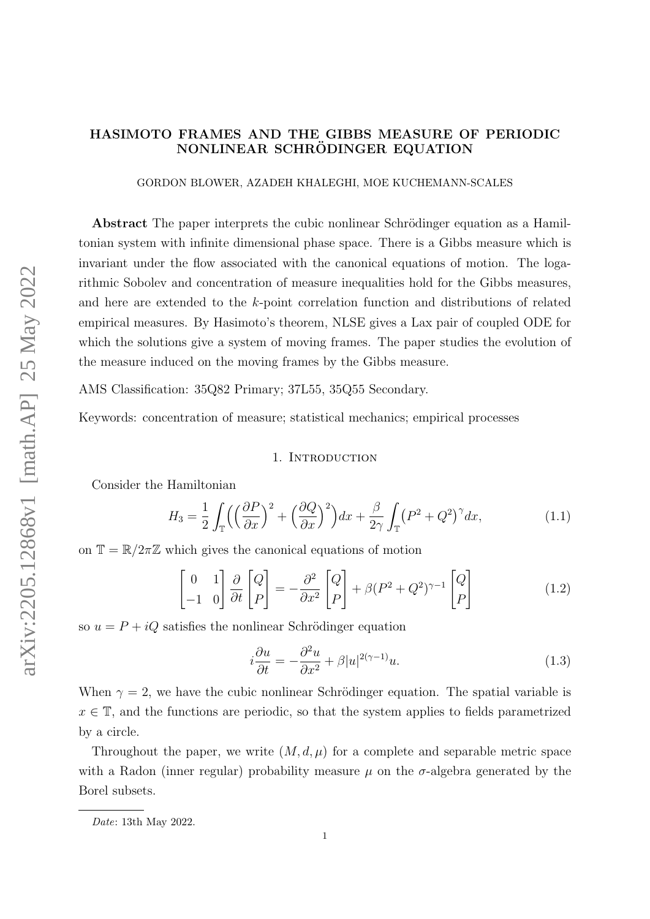# HASIMOTO FRAMES AND THE GIBBS MEASURE OF PERIODIC NONLINEAR SCHRÖDINGER EQUATION

GORDON BLOWER, AZADEH KHALEGHI, MOE KUCHEMANN-SCALES

**Abstract** The paper interprets the cubic nonlinear Schrödinger equation as a Hamiltonian system with infinite dimensional phase space. There is a Gibbs measure which is invariant under the flow associated with the canonical equations of motion. The logarithmic Sobolev and concentration of measure inequalities hold for the Gibbs measures, and here are extended to the $k$-point correlation function and distributions of related empirical measures. By Hasimoto's theorem, NLSE gives a Lax pair of coupled ODE for which the solutions give a system of moving frames. The paper studies the evolution of the measure induced on the moving frames by the Gibbs measure.

AMS Classification: 35Q82 Primary; 37L55, 35Q55 Secondary.

Keywords: concentration of measure; statistical mechanics; empirical processes

## 1. Introduction

Consider the Hamiltonian

$$H_3 = \frac{1}{2}\int_{\mathbb{T}}\Big(\Big(\frac{\partial P}{\partial x}\Big)^2 + \Big(\frac{\partial Q}{\partial x}\Big)^2\Big)dx + \frac{\beta}{2\gamma}\int_{\mathbb{T}}\big(P^2+Q^2\big)^{\gamma}dx, \tag{1.1}$$

on $\mathbb{T} = \mathbb{R}/2\pi\mathbb{Z}$ which gives the canonical equations of motion

$$\begin{bmatrix} 0 & 1\\ -1 & 0\end{bmatrix}\frac{\partial}{\partial t}\begin{bmatrix} Q\\ P\end{bmatrix} = -\frac{\partial^2}{\partial x^2}\begin{bmatrix} Q\\ P\end{bmatrix} + \beta(P^2+Q^2)^{\gamma-1}\begin{bmatrix} Q\\ P\end{bmatrix} \tag{1.2}$$

so $u = P + iQ$ satisfies the nonlinear Schrödinger equation

$$i\frac{\partial u}{\partial t} = -\frac{\partial^2 u}{\partial x^2} + \beta|u|^{2(\gamma-1)}u. \tag{1.3}$$

When $\gamma = 2$, we have the cubic nonlinear Schrödinger equation. The spatial variable is $x \in \mathbb{T}$, and the functions are periodic, so that the system applies to fields parametrized by a circle.

Throughout the paper, we write $(M, d, \mu)$ for a complete and separable metric space with a Radon (inner regular) probability measure $\mu$ on the $\sigma$-algebra generated by the Borel subsets.

*Date*: 13th May 2022.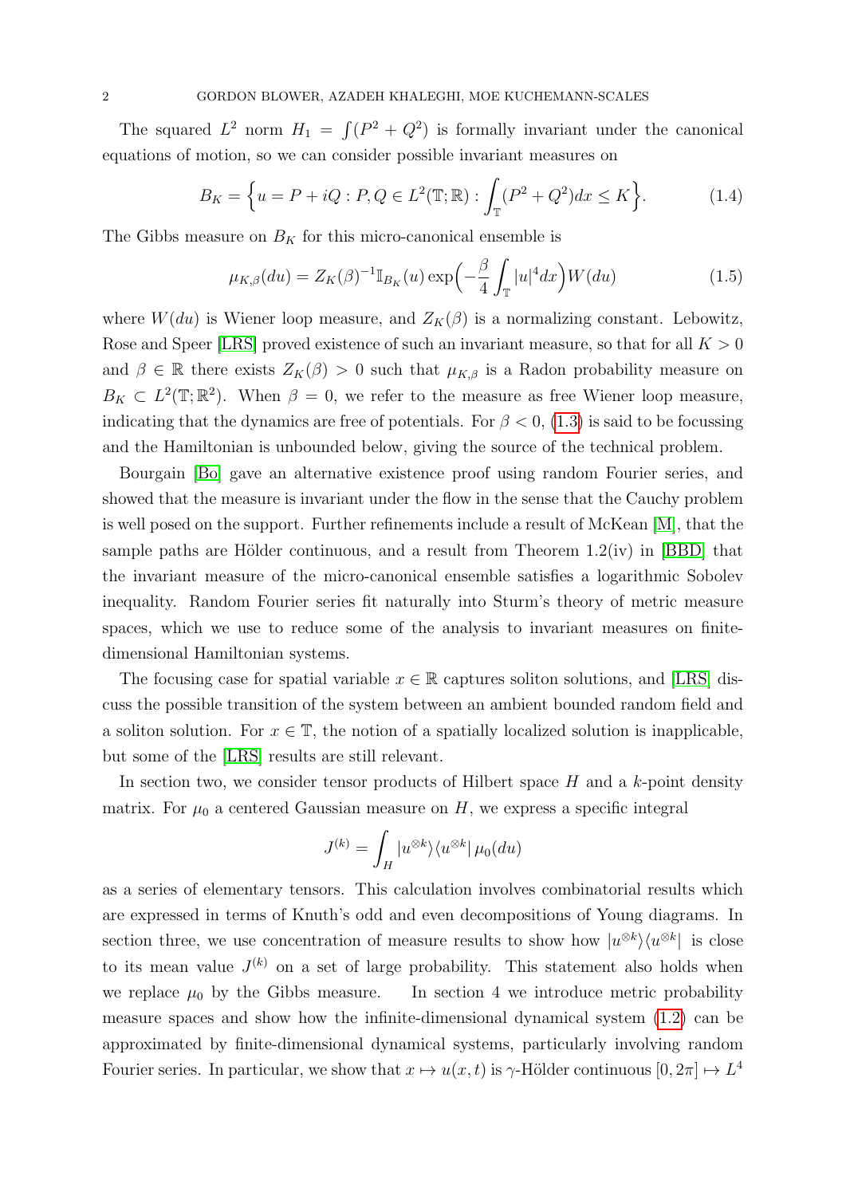The squared $L^2$ norm $H_1 = \int (P^2 + Q^2)$ is formally invariant under the canonical equations of motion, so we can consider possible invariant measures on

$$B_K = \Big\{ u = P + iQ : P, Q \in L^2(\mathbb{T}; \mathbb{R}) : \int_{\mathbb{T}} (P^2 + Q^2) dx \leq K \Big\}. \tag{1.4}$$

The Gibbs measure on $B_K$ for this micro-canonical ensemble is

$$\mu_{K,\beta}(du) = Z_K(\beta)^{-1} \mathbb{I}_{B_K}(u) \exp\Big( -\frac{\beta}{4} \int_{\mathbb{T}} |u|^4 dx \Big) W(du) \tag{1.5}$$

where $W(du)$ is Wiener loop measure, and $Z_K(\beta)$ is a normalizing constant. Lebowitz, Rose and Speer [LRS] proved existence of such an invariant measure, so that for all $K > 0$ and $\beta \in \mathbb{R}$ there exists $Z_K(\beta) > 0$ such that $\mu_{K,\beta}$ is a Radon probability measure on $B_K \subset L^2(\mathbb{T}; \mathbb{R}^2)$. When $\beta = 0$, we refer to the measure as free Wiener loop measure, indicating that the dynamics are free of potentials. For $\beta < 0$, (1.3) is said to be focussing and the Hamiltonian is unbounded below, giving the source of the technical problem.

Bourgain [Bo] gave an alternative existence proof using random Fourier series, and showed that the measure is invariant under the flow in the sense that the Cauchy problem is well posed on the support. Further refinements include a result of McKean [M], that the sample paths are Hölder continuous, and a result from Theorem 1.2(iv) in [BBD] that the invariant measure of the micro-canonical ensemble satisfies a logarithmic Sobolev inequality. Random Fourier series fit naturally into Sturm's theory of metric measure spaces, which we use to reduce some of the analysis to invariant measures on finite-dimensional Hamiltonian systems.

The focusing case for spatial variable $x \in \mathbb{R}$ captures soliton solutions, and [LRS] discuss the possible transition of the system between an ambient bounded random field and a soliton solution. For $x \in \mathbb{T}$, the notion of a spatially localized solution is inapplicable, but some of the [LRS] results are still relevant.

In section two, we consider tensor products of Hilbert space $H$ and a $k$-point density matrix. For $\mu_0$ a centered Gaussian measure on $H$, we express a specific integral

$$J^{(k)} = \int_H |u^{\otimes k}\rangle\langle u^{\otimes k}| \, \mu_0(du)$$

as a series of elementary tensors. This calculation involves combinatorial results which are expressed in terms of Knuth's odd and even decompositions of Young diagrams. In section three, we use concentration of measure results to show how $|u^{\otimes k}\rangle\langle u^{\otimes k}|$ is close to its mean value $J^{(k)}$ on a set of large probability. This statement also holds when we replace $\mu_0$ by the Gibbs measure. In section 4 we introduce metric probability measure spaces and show how the infinite-dimensional dynamical system (1.2) can be approximated by finite-dimensional dynamical systems, particularly involving random Fourier series. In particular, we show that $x \mapsto u(x,t)$ is $\gamma$-Hölder continuous $[0, 2\pi] \mapsto L^4$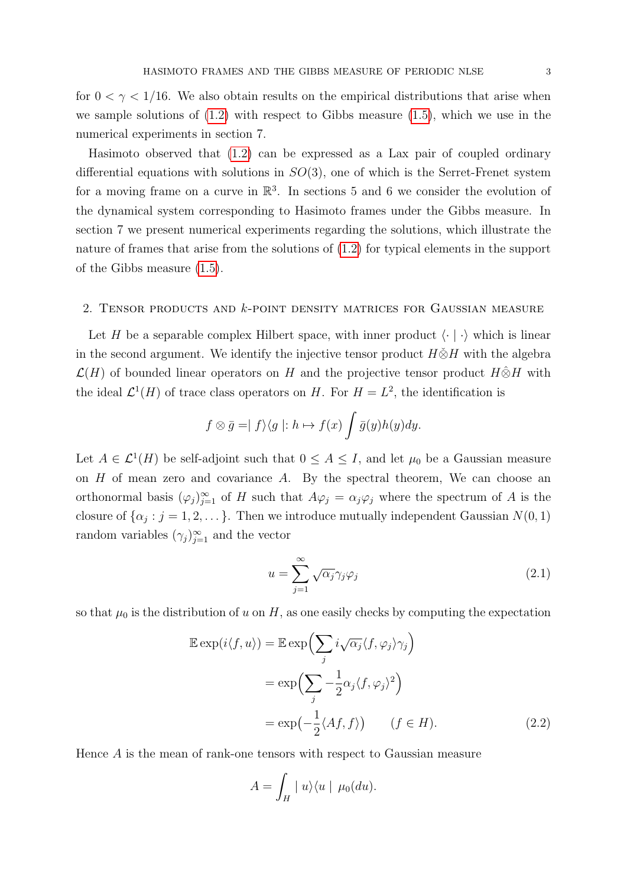for $0 < \gamma < 1/16$. We also obtain results on the empirical distributions that arise when we sample solutions of (1.2) with respect to Gibbs measure (1.5), which we use in the numerical experiments in section 7.

Hasimoto observed that (1.2) can be expressed as a Lax pair of coupled ordinary differential equations with solutions in $SO(3)$, one of which is the Serret-Frenet system for a moving frame on a curve in $\mathbb{R}^3$. In sections 5 and 6 we consider the evolution of the dynamical system corresponding to Hasimoto frames under the Gibbs measure. In section 7 we present numerical experiments regarding the solutions, which illustrate the nature of frames that arise from the solutions of (1.2) for typical elements in the support of the Gibbs measure (1.5).

## 2. Tensor products and $k$-point density matrices for Gaussian measure

Let $H$ be a separable complex Hilbert space, with inner product $\langle \cdot \mid \cdot \rangle$ which is linear in the second argument. We identify the injective tensor product $H\check{\otimes}H$ with the algebra $\mathcal{L}(H)$ of bounded linear operators on $H$ and the projective tensor product $H\hat{\otimes}H$ with the ideal $\mathcal{L}^1(H)$ of trace class operators on $H$. For $H = L^2$, the identification is

$$f \otimes \bar{g} = \mid f\rangle\langle g \mid : h \mapsto f(x) \int \bar{g}(y)h(y)dy.$$

Let $A \in \mathcal{L}^1(H)$ be self-adjoint such that $0 \leq A \leq I$, and let $\mu_0$ be a Gaussian measure on $H$ of mean zero and covariance $A$. By the spectral theorem, We can choose an orthonormal basis $(\varphi_j)_{j=1}^\infty$ of $H$ such that $A\varphi_j = \alpha_j \varphi_j$ where the spectrum of $A$ is the closure of $\{\alpha_j : j = 1, 2, \dots\}$. Then we introduce mutually independent Gaussian $N(0,1)$ random variables $(\gamma_j)_{j=1}^\infty$ and the vector

$$u = \sum_{j=1}^{\infty} \sqrt{\alpha_j} \gamma_j \varphi_j \tag{2.1}$$

so that $\mu_0$ is the distribution of $u$ on $H$, as one easily checks by computing the expectation

$$\begin{aligned}
\mathbb{E} \exp(i\langle f, u\rangle) &= \mathbb{E} \exp\Big(\sum_j i\sqrt{\alpha_j}\langle f, \varphi_j\rangle \gamma_j\Big) \\
&= \exp\Big(\sum_j -\frac{1}{2}\alpha_j \langle f, \varphi_j\rangle^2\Big) \\
&= \exp\big(-\frac{1}{2}\langle Af, f\rangle\big) \qquad (f \in H).
\end{aligned} \tag{2.2}$$

Hence $A$ is the mean of rank-one tensors with respect to Gaussian measure

$$A = \int_H \mid u\rangle\langle u \mid \; \mu_0(du).$$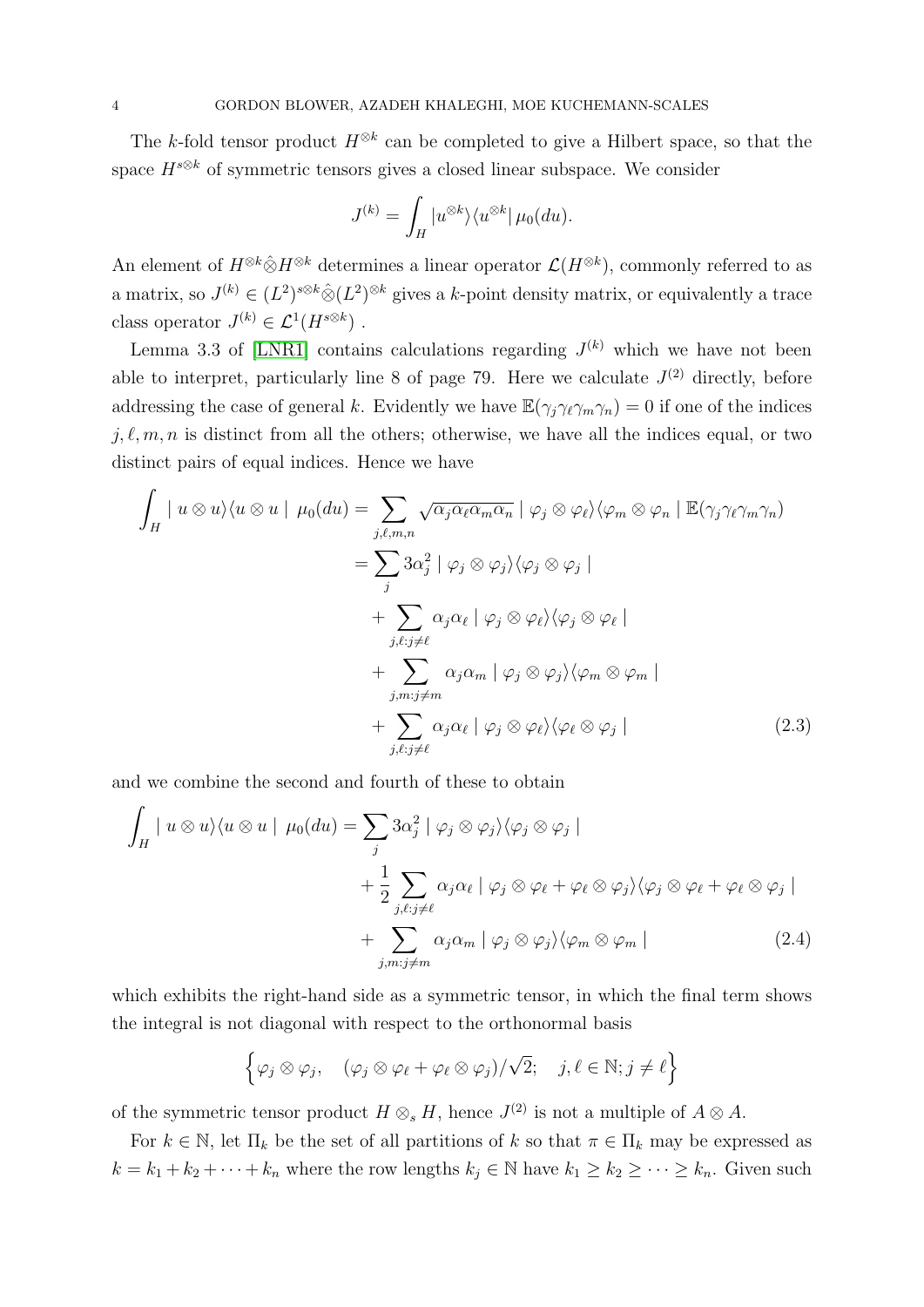The $k$-fold tensor product $H^{\otimes k}$ can be completed to give a Hilbert space, so that the space $H^{s\otimes k}$ of symmetric tensors gives a closed linear subspace. We consider

$$J^{(k)} = \int_H |u^{\otimes k}\rangle\langle u^{\otimes k}|\, \mu_0(du).$$

An element of $H^{\otimes k}\hat{\otimes}H^{\otimes k}$ determines a linear operator $\mathcal{L}(H^{\otimes k})$, commonly referred to as a matrix, so $J^{(k)} \in (L^2)^{s\otimes k}\hat{\otimes}(L^2)^{\otimes k}$ gives a $k$-point density matrix, or equivalently a trace class operator $J^{(k)} \in \mathcal{L}^1(H^{s\otimes k})$ .

Lemma 3.3 of [LNR1] contains calculations regarding $J^{(k)}$ which we have not been able to interpret, particularly line 8 of page 79. Here we calculate $J^{(2)}$ directly, before addressing the case of general $k$. Evidently we have $\mathbb{E}(\gamma_j\gamma_\ell\gamma_m\gamma_n) = 0$ if one of the indices $j, \ell, m, n$ is distinct from all the others; otherwise, we have all the indices equal, or two distinct pairs of equal indices. Hence we have

$$\begin{aligned}
\int_H \mid u\otimes u\rangle\langle u\otimes u \mid \mu_0(du) &= \sum_{j,\ell,m,n} \sqrt{\alpha_j\alpha_\ell\alpha_m\alpha_n} \mid \varphi_j\otimes\varphi_\ell\rangle\langle\varphi_m\otimes\varphi_n \mid \mathbb{E}(\gamma_j\gamma_\ell\gamma_m\gamma_n)\\
&= \sum_j 3\alpha_j^2 \mid \varphi_j\otimes\varphi_j\rangle\langle\varphi_j\otimes\varphi_j \mid\\
&\quad + \sum_{j,\ell:j\neq\ell} \alpha_j\alpha_\ell \mid \varphi_j\otimes\varphi_\ell\rangle\langle\varphi_j\otimes\varphi_\ell \mid\\
&\quad + \sum_{j,m:j\neq m} \alpha_j\alpha_m \mid \varphi_j\otimes\varphi_j\rangle\langle\varphi_m\otimes\varphi_m \mid\\
&\quad + \sum_{j,\ell:j\neq\ell} \alpha_j\alpha_\ell \mid \varphi_j\otimes\varphi_\ell\rangle\langle\varphi_\ell\otimes\varphi_j \mid
\end{aligned} \tag{2.3}$$

and we combine the second and fourth of these to obtain

$$\begin{aligned}
\int_H \mid u\otimes u\rangle\langle u\otimes u \mid \mu_0(du) &= \sum_j 3\alpha_j^2 \mid \varphi_j\otimes\varphi_j\rangle\langle\varphi_j\otimes\varphi_j \mid\\
&\quad + \frac{1}{2}\sum_{j,\ell:j\neq\ell} \alpha_j\alpha_\ell \mid \varphi_j\otimes\varphi_\ell+\varphi_\ell\otimes\varphi_j\rangle\langle\varphi_j\otimes\varphi_\ell+\varphi_\ell\otimes\varphi_j \mid\\
&\quad + \sum_{j,m:j\neq m} \alpha_j\alpha_m \mid \varphi_j\otimes\varphi_j\rangle\langle\varphi_m\otimes\varphi_m \mid
\end{aligned} \tag{2.4}$$

which exhibits the right-hand side as a symmetric tensor, in which the final term shows the integral is not diagonal with respect to the orthonormal basis

$$\Big\{\varphi_j\otimes\varphi_j, \quad (\varphi_j\otimes\varphi_\ell+\varphi_\ell\otimes\varphi_j)/\sqrt{2}; \quad j,\ell\in\mathbb{N}; j\neq\ell\Big\}$$

of the symmetric tensor product $H\otimes_s H$, hence $J^{(2)}$ is not a multiple of $A\otimes A$.

For $k\in\mathbb{N}$, let $\Pi_k$ be the set of all partitions of $k$ so that $\pi\in\Pi_k$ may be expressed as $k = k_1+k_2+\cdots+k_n$ where the row lengths $k_j\in\mathbb{N}$ have $k_1\geq k_2\geq\cdots\geq k_n$. Given such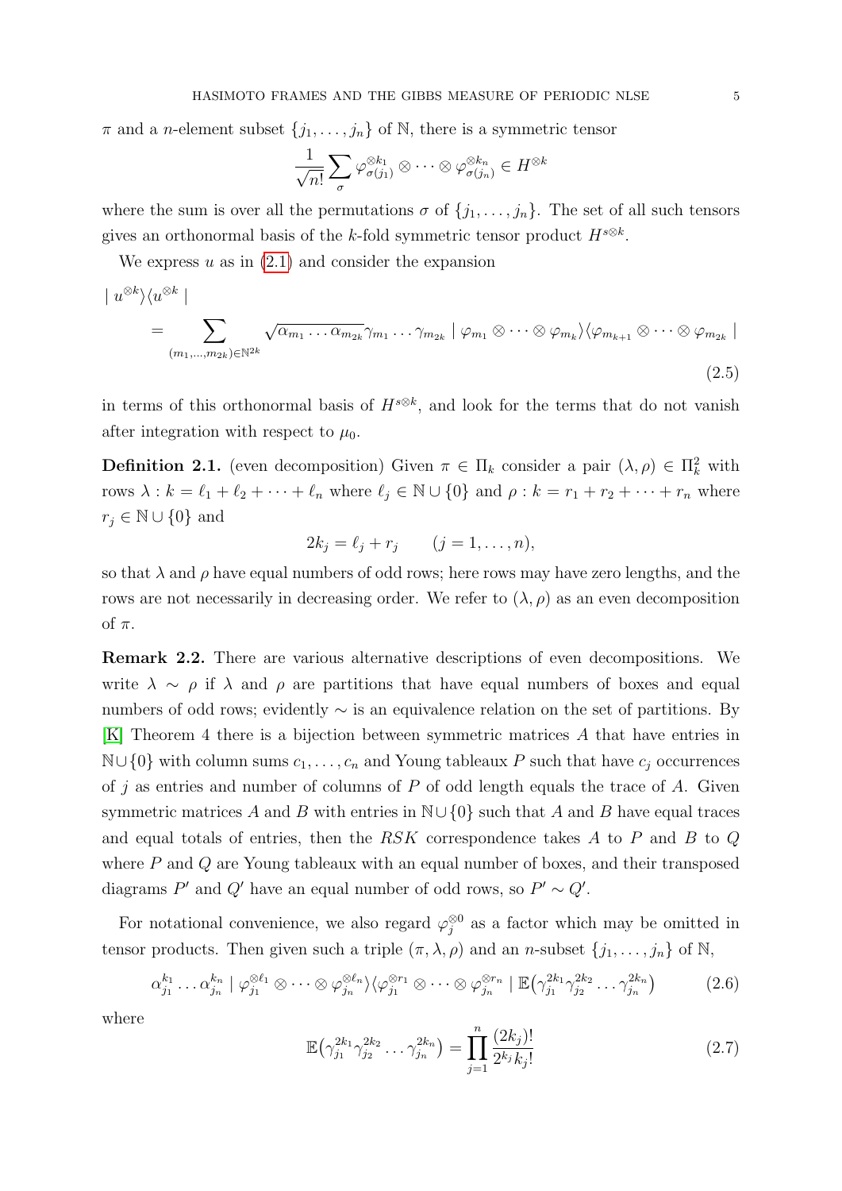$\pi$ and a $n$-element subset $\{j_1, \dots, j_n\}$ of $\mathbb{N}$, there is a symmetric tensor

$$\frac{1}{\sqrt{n!}} \sum_{\sigma} \varphi_{\sigma(j_1)}^{\otimes k_1} \otimes \cdots \otimes \varphi_{\sigma(j_n)}^{\otimes k_n} \in H^{\otimes k}$$

where the sum is over all the permutations $\sigma$ of $\{j_1, \dots, j_n\}$. The set of all such tensors gives an orthonormal basis of the $k$-fold symmetric tensor product $H^{s\otimes k}$.

We express $u$ as in (2.1) and consider the expansion

$$\begin{aligned} &\mid u^{\otimes k} \rangle \langle u^{\otimes k} \mid \\ &\quad = \sum_{(m_1, \dots, m_{2k}) \in \mathbb{N}^{2k}} \sqrt{\alpha_{m_1} \dots \alpha_{m_{2k}}} \gamma_{m_1} \dots \gamma_{m_{2k}} \mid \varphi_{m_1} \otimes \cdots \otimes \varphi_{m_k} \rangle \langle \varphi_{m_{k+1}} \otimes \cdots \otimes \varphi_{m_{2k}} \mid \end{aligned} \tag{2.5}$$

in terms of this orthonormal basis of $H^{s\otimes k}$, and look for the terms that do not vanish after integration with respect to $\mu_0$.

**Definition 2.1.** (even decomposition) Given $\pi \in \Pi_k$ consider a pair $(\lambda, \rho) \in \Pi_k^2$ with rows $\lambda : k = \ell_1 + \ell_2 + \cdots + \ell_n$ where $\ell_j \in \mathbb{N} \cup \{0\}$ and $\rho : k = r_1 + r_2 + \cdots + r_n$ where $r_j \in \mathbb{N} \cup \{0\}$ and

$$2k_j = \ell_j + r_j \qquad (j = 1, \dots, n),$$

so that $\lambda$ and $\rho$ have equal numbers of odd rows; here rows may have zero lengths, and the rows are not necessarily in decreasing order. We refer to $(\lambda, \rho)$ as an even decomposition of $\pi$.

**Remark 2.2.** There are various alternative descriptions of even decompositions. We write $\lambda \sim \rho$ if $\lambda$ and $\rho$ are partitions that have equal numbers of boxes and equal numbers of odd rows; evidently $\sim$ is an equivalence relation on the set of partitions. By [K] Theorem 4 there is a bijection between symmetric matrices $A$ that have entries in $\mathbb{N} \cup \{0\}$ with column sums $c_1, \dots, c_n$ and Young tableaux $P$ such that have $c_j$ occurrences of $j$ as entries and number of columns of $P$ of odd length equals the trace of $A$. Given symmetric matrices $A$ and $B$ with entries in $\mathbb{N} \cup \{0\}$ such that $A$ and $B$ have equal traces and equal totals of entries, then the $RSK$ correspondence takes $A$ to $P$ and $B$ to $Q$ where $P$ and $Q$ are Young tableaux with an equal number of boxes, and their transposed diagrams $P'$ and $Q'$ have an equal number of odd rows, so $P' \sim Q'$.

For notational convenience, we also regard $\varphi_j^{\otimes 0}$ as a factor which may be omitted in tensor products. Then given such a triple $(\pi, \lambda, \rho)$ and an $n$-subset $\{j_1, \dots, j_n\}$ of $\mathbb{N}$,

$$\alpha_{j_1}^{k_1} \dots \alpha_{j_n}^{k_n} \mid \varphi_{j_1}^{\otimes \ell_1} \otimes \cdots \otimes \varphi_{j_n}^{\otimes \ell_n} \rangle \langle \varphi_{j_1}^{\otimes r_1} \otimes \cdots \otimes \varphi_{j_n}^{\otimes r_n} \mid \mathbb{E}\big(\gamma_{j_1}^{2k_1} \gamma_{j_2}^{2k_2} \dots \gamma_{j_n}^{2k_n}\big) \tag{2.6}$$

where

$$\mathbb{E}\big(\gamma_{j_1}^{2k_1} \gamma_{j_2}^{2k_2} \dots \gamma_{j_n}^{2k_n}\big) = \prod_{j=1}^{n} \frac{(2k_j)!}{2^{k_j} k_j!} \tag{2.7}$$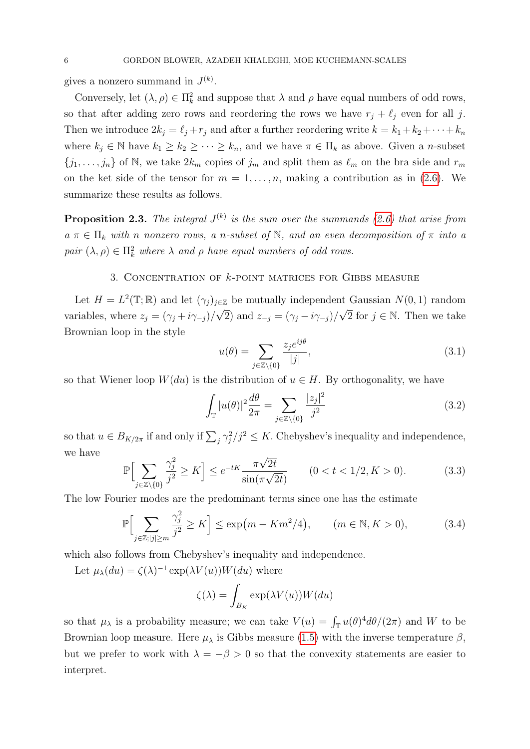gives a nonzero summand in $J^{(k)}$.

Conversely, let $(\lambda, \rho) \in \Pi_k^2$ and suppose that $\lambda$ and $\rho$ have equal numbers of odd rows, so that after adding zero rows and reordering the rows we have $r_j + \ell_j$ even for all $j$. Then we introduce $2k_j = \ell_j + r_j$ and after a further reordering write $k = k_1 + k_2 + \cdots + k_n$ where $k_j \in \mathbb{N}$ have $k_1 \geq k_2 \geq \cdots \geq k_n$, and we have $\pi \in \Pi_k$ as above. Given a $n$-subset $\{j_1, \dots, j_n\}$ of $\mathbb{N}$, we take $2k_m$ copies of $j_m$ and split them as $\ell_m$ on the bra side and $r_m$ on the ket side of the tensor for $m = 1, \dots, n$, making a contribution as in (2.6). We summarize these results as follows.

**Proposition 2.3.** *The integral $J^{(k)}$ is the sum over the summands (2.6) that arise from a $\pi \in \Pi_k$ with $n$ nonzero rows, a $n$-subset of $\mathbb{N}$, and an even decomposition of $\pi$ into a pair $(\lambda, \rho) \in \Pi_k^2$ where $\lambda$ and $\rho$ have equal numbers of odd rows.*

## 3. Concentration of $k$-point matrices for Gibbs measure

Let $H = L^2(\mathbb{T}; \mathbb{R})$ and let $(\gamma_j)_{j \in \mathbb{Z}}$ be mutually independent Gaussian $N(0,1)$ random variables, where $z_j = (\gamma_j + i\gamma_{-j})/\sqrt{2})$ and $z_{-j} = (\gamma_j - i\gamma_{-j})/\sqrt{2}$ for $j \in \mathbb{N}$. Then we take Brownian loop in the style

$$u(\theta) = \sum_{j \in \mathbb{Z} \setminus \{0\}} \frac{z_j e^{ij\theta}}{|j|}, \tag{3.1}$$

so that Wiener loop $W(du)$ is the distribution of $u \in H$. By orthogonality, we have

$$\int_{\mathbb{T}} |u(\theta)|^2 \frac{d\theta}{2\pi} = \sum_{j \in \mathbb{Z} \setminus \{0\}} \frac{|z_j|^2}{j^2} \tag{3.2}$$

so that $u \in B_{K/2\pi}$ if and only if $\sum_j \gamma_j^2/j^2 \leq K$. Chebyshev's inequality and independence, we have

$$\mathbb{P}\Big[\sum_{j \in \mathbb{Z} \setminus \{0\}} \frac{\gamma_j^2}{j^2} \geq K\Big] \leq e^{-tK} \frac{\pi\sqrt{2t}}{\sin(\pi\sqrt{2t})} \qquad (0 < t < 1/2, K > 0). \tag{3.3}$$

The low Fourier modes are the predominant terms since one has the estimate

$$\mathbb{P}\Big[\sum_{j \in \mathbb{Z}; |j| \geq m} \frac{\gamma_j^2}{j^2} \geq K\Big] \leq \exp\big(m - Km^2/4\big), \qquad (m \in \mathbb{N}, K > 0), \tag{3.4}$$

which also follows from Chebyshev's inequality and independence.

Let $\mu_\lambda(du) = \zeta(\lambda)^{-1} \exp(\lambda V(u)) W(du)$ where

$$\zeta(\lambda) = \int_{B_K} \exp(\lambda V(u)) W(du)$$

so that $\mu_\lambda$ is a probability measure; we can take $V(u) = \int_{\mathbb{T}} u(\theta)^4 d\theta/(2\pi)$ and $W$ to be Brownian loop measure. Here $\mu_\lambda$ is Gibbs measure (1.5) with the inverse temperature $\beta$, but we prefer to work with $\lambda = -\beta > 0$ so that the convexity statements are easier to interpret.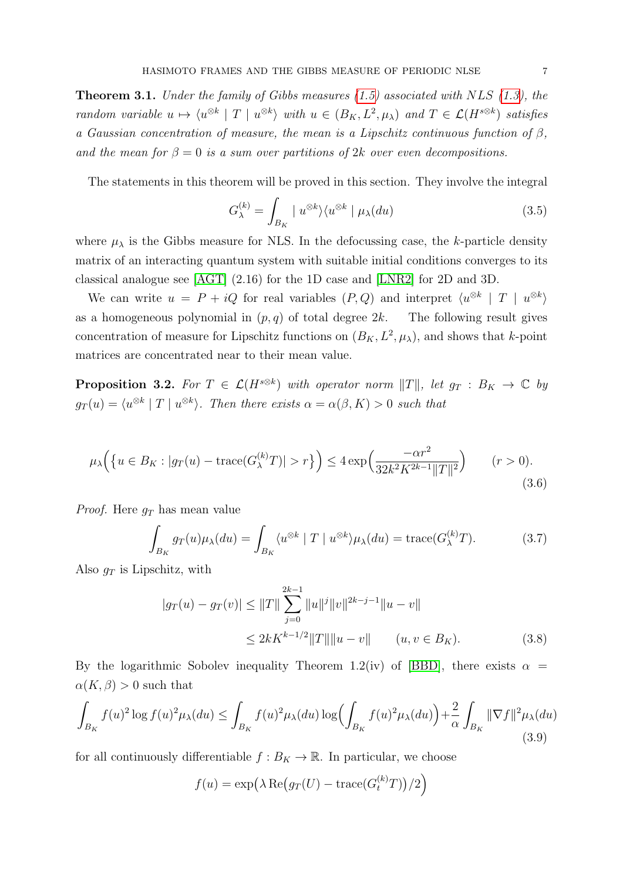**Theorem 3.1.** *Under the family of Gibbs measures (1.5) associated with NLS (1.3), the random variable $u \mapsto \langle u^{\otimes k} \mid T \mid u^{\otimes k}\rangle$ with $u \in (B_K, L^2, \mu_\lambda)$ and $T \in \mathcal{L}(H^{s\otimes k})$ satisfies a Gaussian concentration of measure, the mean is a Lipschitz continuous function of $\beta$, and the mean for $\beta = 0$ is a sum over partitions of $2k$ over even decompositions.*

The statements in this theorem will be proved in this section. They involve the integral

$$G^{(k)}_\lambda = \int_{B_K} \mid u^{\otimes k}\rangle\langle u^{\otimes k} \mid \mu_\lambda(du) \tag{3.5}$$

where $\mu_\lambda$ is the Gibbs measure for NLS. In the defocussing case, the $k$-particle density matrix of an interacting quantum system with suitable initial conditions converges to its classical analogue see [AGT] (2.16) for the 1D case and [LNR2] for 2D and 3D.

We can write $u = P + iQ$ for real variables $(P, Q)$ and interpret $\langle u^{\otimes k} \mid T \mid u^{\otimes k}\rangle$ as a homogeneous polynomial in $(p, q)$ of total degree $2k$. The following result gives concentration of measure for Lipschitz functions on $(B_K, L^2, \mu_\lambda)$, and shows that $k$-point matrices are concentrated near to their mean value.

**Proposition 3.2.** *For $T \in \mathcal{L}(H^{s\otimes k})$ with operator norm $\|T\|$, let $g_T : B_K \to \mathbb{C}$ by $g_T(u) = \langle u^{\otimes k} \mid T \mid u^{\otimes k}\rangle$. Then there exists $\alpha = \alpha(\beta, K) > 0$ such that*

$$\mu_\lambda\Big(\big\{u \in B_K : |g_T(u) - \mathrm{trace}(G^{(k)}_\lambda T)| > r\big\}\Big) \le 4\exp\Big(\frac{-\alpha r^2}{32k^2K^{2k-1}\|T\|^2}\Big) \qquad (r > 0). \tag{3.6}$$

*Proof.* Here $g_T$ has mean value

$$\int_{B_K} g_T(u)\mu_\lambda(du) = \int_{B_K} \langle u^{\otimes k} \mid T \mid u^{\otimes k}\rangle \mu_\lambda(du) = \mathrm{trace}(G^{(k)}_\lambda T). \tag{3.7}$$

Also $g_T$ is Lipschitz, with

$$\begin{aligned}|g_T(u) - g_T(v)| &\le \|T\| \sum_{j=0}^{2k-1} \|u\|^j \|v\|^{2k-j-1}\|u - v\| \\ &\le 2kK^{k-1/2}\|T\|\|u - v\| \qquad (u, v \in B_K).\end{aligned} \tag{3.8}$$

By the logarithmic Sobolev inequality Theorem 1.2(iv) of [BBD], there exists $\alpha = \alpha(K, \beta) > 0$ such that

$$\int_{B_K} f(u)^2 \log f(u)^2 \mu_\lambda(du) \le \int_{B_K} f(u)^2 \mu_\lambda(du) \log\Big(\int_{B_K} f(u)^2\mu_\lambda(du)\Big) + \frac{2}{\alpha}\int_{B_K} \|\nabla f\|^2 \mu_\lambda(du) \tag{3.9}$$

for all continuously differentiable $f : B_K \to \mathbb{R}$. In particular, we choose

$$f(u) = \exp\big(\lambda \,\mathrm{Re}\big(g_T(U) - \mathrm{trace}(G^{(k)}_t T)\big)/2\big)$$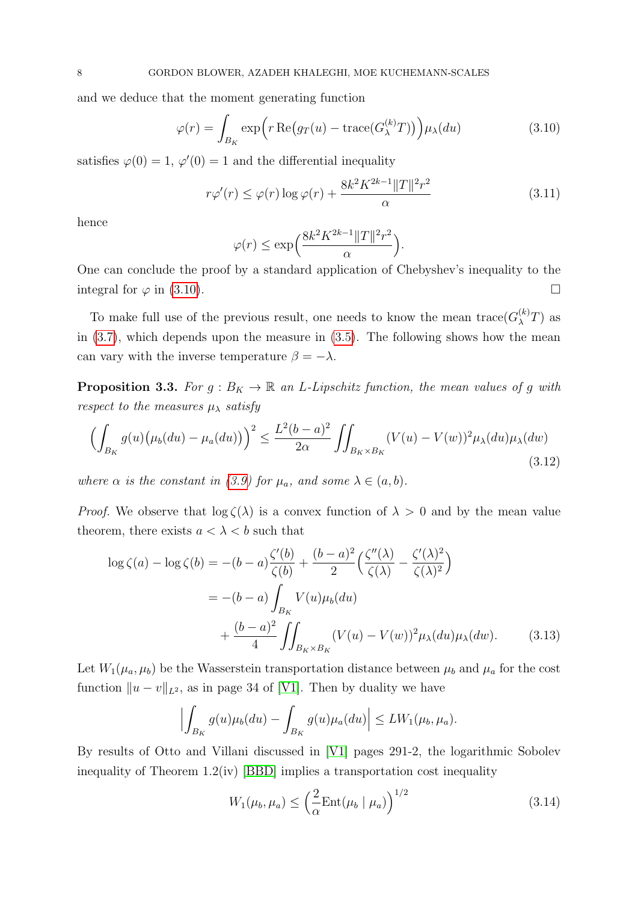and we deduce that the moment generating function

$$\varphi(r) = \int_{B_K} \exp\Big( r\,\mathrm{Re}\big( g_T(u) - \mathrm{trace}(G_\lambda^{(k)} T)\big)\Big)\mu_\lambda(du) \tag{3.10}$$

satisfies $\varphi(0) = 1$, $\varphi'(0) = 1$ and the differential inequality

$$r\varphi'(r) \leq \varphi(r)\log\varphi(r) + \frac{8k^2K^{2k-1}\|T\|^2 r^2}{\alpha} \tag{3.11}$$

hence

$$\varphi(r) \leq \exp\Big(\frac{8k^2K^{2k-1}\|T\|^2 r^2}{\alpha}\Big).$$

One can conclude the proof by a standard application of Chebyshev's inequality to the integral for $\varphi$ in (3.10). $\square$

To make full use of the previous result, one needs to know the mean $\mathrm{trace}(G_\lambda^{(k)}T)$ as in (3.7), which depends upon the measure in (3.5). The following shows how the mean can vary with the inverse temperature $\beta = -\lambda$.

**Proposition 3.3.** *For $g : B_K \to \mathbb{R}$ an $L$-Lipschitz function, the mean values of $g$ with respect to the measures $\mu_\lambda$ satisfy*

$$\Big(\int_{B_K} g(u)\big(\mu_b(du) - \mu_a(du)\big)\Big)^2 \leq \frac{L^2(b-a)^2}{2\alpha}\iint_{B_K\times B_K} (V(u) - V(w))^2 \mu_\lambda(du)\mu_\lambda(dw) \tag{3.12}$$

*where $\alpha$ is the constant in (3.9) for $\mu_a$, and some $\lambda \in (a, b)$.*

*Proof.* We observe that $\log\zeta(\lambda)$ is a convex function of $\lambda > 0$ and by the mean value theorem, there exists $a < \lambda < b$ such that

$$\begin{aligned}
\log\zeta(a) - \log\zeta(b) &= -(b-a)\frac{\zeta'(b)}{\zeta(b)} + \frac{(b-a)^2}{2}\Big(\frac{\zeta''(\lambda)}{\zeta(\lambda)} - \frac{\zeta'(\lambda)^2}{\zeta(\lambda)^2}\Big) \\
&= -(b-a)\int_{B_K} V(u)\mu_b(du) \\
&\quad + \frac{(b-a)^2}{4}\iint_{B_K\times B_K} (V(u) - V(w))^2 \mu_\lambda(du)\mu_\lambda(dw).
\end{aligned} \tag{3.13}$$

Let $W_1(\mu_a, \mu_b)$ be the Wasserstein transportation distance between $\mu_b$ and $\mu_a$ for the cost function $\|u - v\|_{L^2}$, as in page 34 of [V1]. Then by duality we have

$$\Big|\int_{B_K} g(u)\mu_b(du) - \int_{B_K} g(u)\mu_a(du)\Big| \leq LW_1(\mu_b, \mu_a).$$

By results of Otto and Villani discussed in [V1] pages 291-2, the logarithmic Sobolev inequality of Theorem 1.2(iv) [BBD] implies a transportation cost inequality

$$W_1(\mu_b, \mu_a) \leq \Big(\frac{2}{\alpha}\mathrm{Ent}(\mu_b \mid \mu_a)\Big)^{1/2} \tag{3.14}$$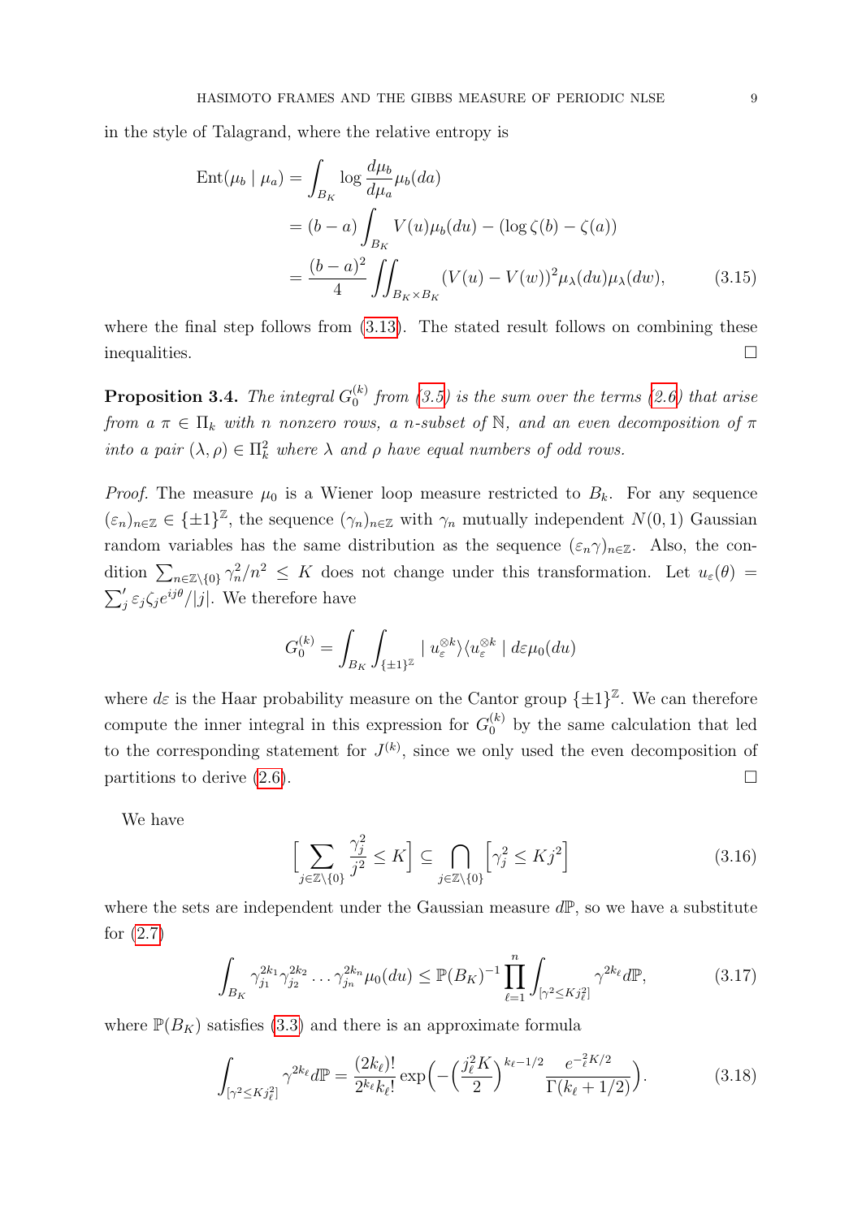in the style of Talagrand, where the relative entropy is

$$
\begin{aligned}
\mathrm{Ent}(\mu_b \mid \mu_a) &= \int_{B_K} \log \frac{d\mu_b}{d\mu_a} \mu_b(da) \\
&= (b-a)\int_{B_K} V(u)\mu_b(du) - (\log \zeta(b) - \zeta(a)) \\
&= \frac{(b-a)^2}{4} \iint_{B_K\times B_K} (V(u)-V(w))^2 \mu_\lambda(du)\mu_\lambda(dw), \qquad (3.15)
\end{aligned}
$$

where the final step follows from (3.13). The stated result follows on combining these inequalities. $\square$

**Proposition 3.4.** *The integral $G_0^{(k)}$ from (3.5) is the sum over the terms (2.6) that arise from a $\pi \in \Pi_k$ with $n$ nonzero rows, a $n$-subset of $\mathbb{N}$, and an even decomposition of $\pi$ into a pair $(\lambda, \rho) \in \Pi_k^2$ where $\lambda$ and $\rho$ have equal numbers of odd rows.*

*Proof.* The measure $\mu_0$ is a Wiener loop measure restricted to $B_k$. For any sequence $(\varepsilon_n)_{n\in\mathbb{Z}} \in \{\pm 1\}^{\mathbb{Z}}$, the sequence $(\gamma_n)_{n\in\mathbb{Z}}$ with $\gamma_n$ mutually independent $N(0,1)$ Gaussian random variables has the same distribution as the sequence $(\varepsilon_n \gamma)_{n\in\mathbb{Z}}$. Also, the condition $\sum_{n\in\mathbb{Z}\setminus\{0\}} \gamma_n^2/n^2 \leq K$ does not change under this transformation. Let $u_\varepsilon(\theta) = \sum_j' \varepsilon_j \zeta_j e^{ij\theta}/|j|$. We therefore have

$$
G_0^{(k)} = \int_{B_K}\int_{\{\pm 1\}^{\mathbb{Z}}} \mid u_\varepsilon^{\otimes k}\rangle\langle u_\varepsilon^{\otimes k} \mid d\varepsilon \mu_0(du)
$$

where $d\varepsilon$ is the Haar probability measure on the Cantor group $\{\pm 1\}^{\mathbb{Z}}$. We can therefore compute the inner integral in this expression for $G_0^{(k)}$ by the same calculation that led to the corresponding statement for $J^{(k)}$, since we only used the even decomposition of partitions to derive (2.6). $\square$

We have

$$
\Big[\sum_{j\in\mathbb{Z}\setminus\{0\}} \frac{\gamma_j^2}{j^2} \leq K\Big] \subseteq \bigcap_{j\in\mathbb{Z}\setminus\{0\}} \Big[\gamma_j^2 \leq Kj^2\Big] \qquad (3.16)
$$

where the sets are independent under the Gaussian measure $d\mathbb{P}$, so we have a substitute for (2.7)

$$
\int_{B_K} \gamma_{j_1}^{2k_1}\gamma_{j_2}^{2k_2}\dots\gamma_{j_n}^{2k_n}\mu_0(du) \leq \mathbb{P}(B_K)^{-1}\prod_{\ell=1}^n \int_{[\gamma^2\leq Kj_\ell^2]} \gamma^{2k_\ell} d\mathbb{P}, \qquad (3.17)
$$

where $\mathbb{P}(B_K)$ satisfies (3.3) and there is an approximate formula

$$
\int_{[\gamma^2\leq Kj_\ell^2]} \gamma^{2k_\ell} d\mathbb{P} = \frac{(2k_\ell)!}{2^{k_\ell}k_\ell!}\exp\Big(-\Big(\frac{j_\ell^2 K}{2}\Big)^{k_\ell-1/2}\frac{e^{-_\ell^2 K/2}}{\Gamma(k_\ell+1/2)}\Big). \qquad (3.18)
$$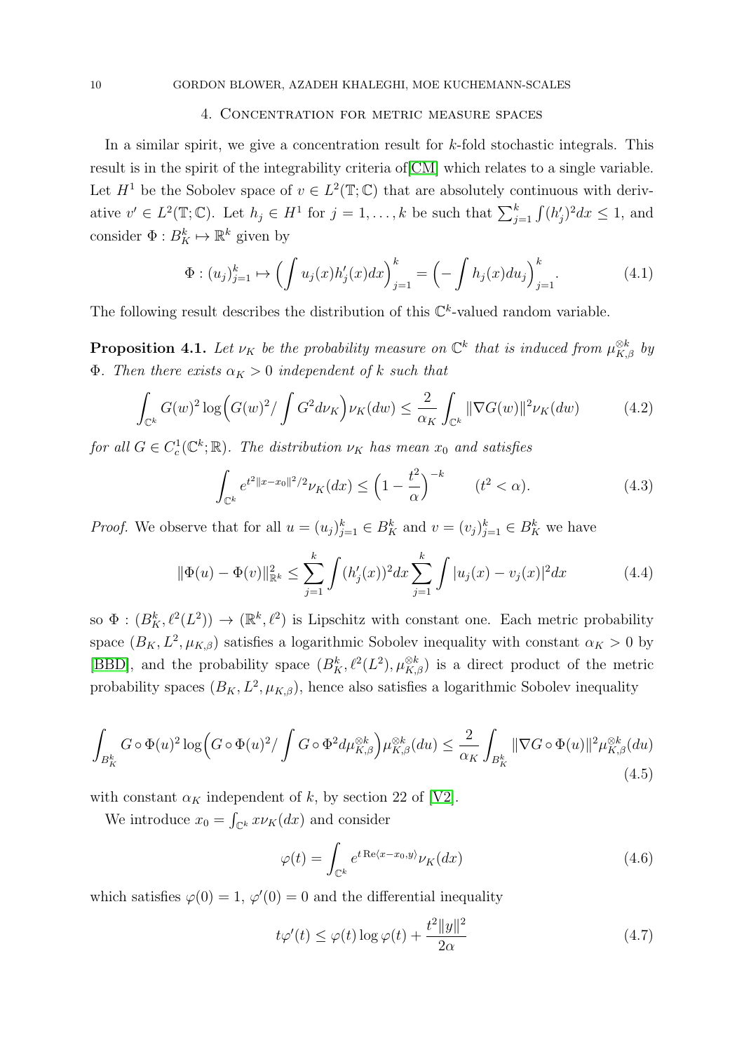## 4. Concentration for metric measure spaces

In a similar spirit, we give a concentration result for $k$-fold stochastic integrals. This result is in the spirit of the integrability criteria of[CM] which relates to a single variable. Let $H^1$ be the Sobolev space of $v \in L^2(\mathbb{T};\mathbb{C})$ that are absolutely continuous with derivative $v' \in L^2(\mathbb{T};\mathbb{C})$. Let $h_j \in H^1$ for $j = 1, \dots, k$ be such that $\sum_{j=1}^k \int (h_j')^2 dx \leq 1$, and consider $\Phi : B_K^k \mapsto \mathbb{R}^k$ given by

$$\Phi : (u_j)_{j=1}^k \mapsto \Big( \int u_j(x) h_j'(x) dx \Big)_{j=1}^k = \Big( - \int h_j(x) du_j \Big)_{j=1}^k. \tag{4.1}$$

The following result describes the distribution of this $\mathbb{C}^k$-valued random variable.

**Proposition 4.1.** *Let $\nu_K$ be the probability measure on $\mathbb{C}^k$ that is induced from $\mu_{K,\beta}^{\otimes k}$ by $\Phi$. Then there exists $\alpha_K > 0$ independent of $k$ such that*

$$\int_{\mathbb{C}^k} G(w)^2 \log\Big( G(w)^2 / \int G^2 d\nu_K \Big) \nu_K(dw) \leq \frac{2}{\alpha_K} \int_{\mathbb{C}^k} \|\nabla G(w)\|^2 \nu_K(dw) \tag{4.2}$$

*for all $G \in C_c^1(\mathbb{C}^k;\mathbb{R})$. The distribution $\nu_K$ has mean $x_0$ and satisfies*

$$\int_{\mathbb{C}^k} e^{t^2 \|x - x_0\|^2/2} \nu_K(dx) \leq \Big( 1 - \frac{t^2}{\alpha} \Big)^{-k} \qquad (t^2 < \alpha). \tag{4.3}$$

*Proof.* We observe that for all $u = (u_j)_{j=1}^k \in B_K^k$ and $v = (v_j)_{j=1}^k \in B_K^k$ we have

$$\|\Phi(u) - \Phi(v)\|_{\mathbb{R}^k}^2 \leq \sum_{j=1}^k \int (h_j'(x))^2 dx \sum_{j=1}^k \int |u_j(x) - v_j(x)|^2 dx \tag{4.4}$$

so $\Phi : (B_K^k, \ell^2(L^2)) \to (\mathbb{R}^k, \ell^2)$ is Lipschitz with constant one. Each metric probability space $(B_K, L^2, \mu_{K,\beta})$ satisfies a logarithmic Sobolev inequality with constant $\alpha_K > 0$ by [BBD], and the probability space $(B_K^k, \ell^2(L^2), \mu_{K,\beta}^{\otimes k})$ is a direct product of the metric probability spaces $(B_K, L^2, \mu_{K,\beta})$, hence also satisfies a logarithmic Sobolev inequality

$$\int_{B_K^k} G \circ \Phi(u)^2 \log\Big( G \circ \Phi(u)^2 / \int G \circ \Phi^2 d\mu_{K,\beta}^{\otimes k} \Big) \mu_{K,\beta}^{\otimes k}(du) \leq \frac{2}{\alpha_K} \int_{B_K^k} \|\nabla G \circ \Phi(u)\|^2 \mu_{K,\beta}^{\otimes k}(du) \tag{4.5}$$

with constant $\alpha_K$ independent of $k$, by section 22 of [V2].

We introduce $x_0 = \int_{\mathbb{C}^k} x \nu_K(dx)$ and consider

$$\varphi(t) = \int_{\mathbb{C}^k} e^{t \operatorname{Re}\langle x - x_0, y \rangle} \nu_K(dx) \tag{4.6}$$

which satisfies $\varphi(0) = 1$, $\varphi'(0) = 0$ and the differential inequality

$$t\varphi'(t) \leq \varphi(t) \log \varphi(t) + \frac{t^2 \|y\|^2}{2\alpha} \tag{4.7}$$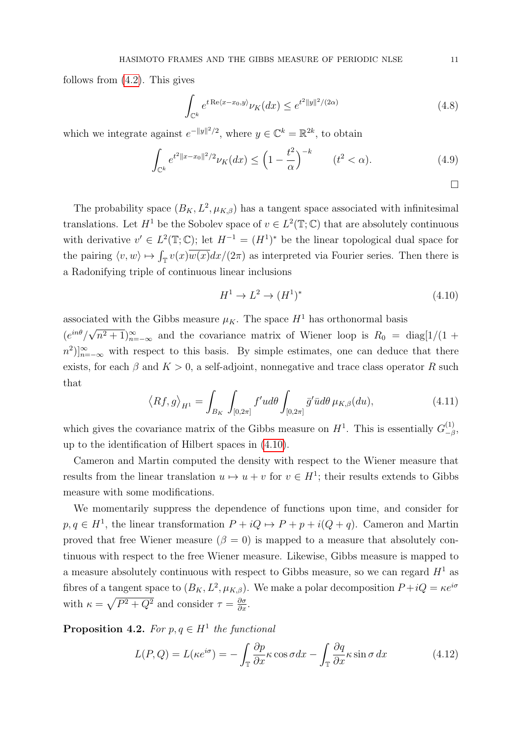follows from (4.2). This gives

$$\int_{\mathbb{C}^k} e^{t\,\mathrm{Re}\langle x-x_0,y\rangle}\nu_K(dx) \le e^{t^2\|y\|^2/(2\alpha)} \tag{4.8}$$

which we integrate against $e^{-\|y\|^2/2}$, where $y \in \mathbb{C}^k = \mathbb{R}^{2k}$, to obtain

$$\int_{\mathbb{C}^k} e^{t^2\|x-x_0\|^2/2}\nu_K(dx) \le \Big(1-\frac{t^2}{\alpha}\Big)^{-k} \qquad (t^2<\alpha). \tag{4.9}$$

□

The probability space $(B_K, L^2, \mu_{K,\beta})$ has a tangent space associated with infinitesimal translations. Let $H^1$ be the Sobolev space of $v \in L^2(\mathbb{T};\mathbb{C})$ that are absolutely continuous with derivative $v' \in L^2(\mathbb{T};\mathbb{C})$; let $H^{-1} = (H^1)^*$ be the linear topological dual space for the pairing $\langle v, w\rangle \mapsto \int_{\mathbb{T}} v(x)\overline{w(x)}dx/(2\pi)$ as interpreted via Fourier series. Then there is a Radonifying triple of continuous linear inclusions

$$H^1 \to L^2 \to (H^1)^* \tag{4.10}$$

associated with the Gibbs measure $\mu_K$. The space $H^1$ has orthonormal basis $(e^{in\theta}/\sqrt{n^2+1})_{n=-\infty}^{\infty}$ and the covariance matrix of Wiener loop is $R_0 = \mathrm{diag}[1/(1+n^2)]_{n=-\infty}^{\infty}$ with respect to this basis. By simple estimates, one can deduce that there exists, for each $\beta$ and $K>0$, a self-adjoint, nonnegative and trace class operator $R$ such that

$$\big\langle Rf, g\big\rangle_{H^1} = \int_{B_K}\int_{[0,2\pi]} f'ud\theta \int_{[0,2\pi]} \bar{g}'\bar{u}d\theta\, \mu_{K,\beta}(du), \tag{4.11}$$

which gives the covariance matrix of the Gibbs measure on $H^1$. This is essentially $G^{(1)}_{-\beta}$, up to the identification of Hilbert spaces in (4.10).

Cameron and Martin computed the density with respect to the Wiener measure that results from the linear translation $u \mapsto u+v$ for $v \in H^1$; their results extends to Gibbs measure with some modifications.

We momentarily suppress the dependence of functions upon time, and consider for $p, q \in H^1$, the linear transformation $P + iQ \mapsto P + p + i(Q+q)$. Cameron and Martin proved that free Wiener measure ($\beta = 0$) is mapped to a measure that absolutely continuous with respect to the free Wiener measure. Likewise, Gibbs measure is mapped to a measure absolutely continuous with respect to Gibbs measure, so we can regard $H^1$ as fibres of a tangent space to $(B_K, L^2, \mu_{K,\beta})$. We make a polar decomposition $P+iQ = \kappa e^{i\sigma}$ with $\kappa = \sqrt{P^2+Q^2}$ and consider $\tau = \frac{\partial \sigma}{\partial x}$.

**Proposition 4.2.** *For $p, q \in H^1$ the functional*

$$L(P,Q) = L(\kappa e^{i\sigma}) = -\int_{\mathbb{T}} \frac{\partial p}{\partial x}\kappa\cos\sigma dx - \int_{\mathbb{T}} \frac{\partial q}{\partial x}\kappa \sin\sigma\, dx \tag{4.12}$$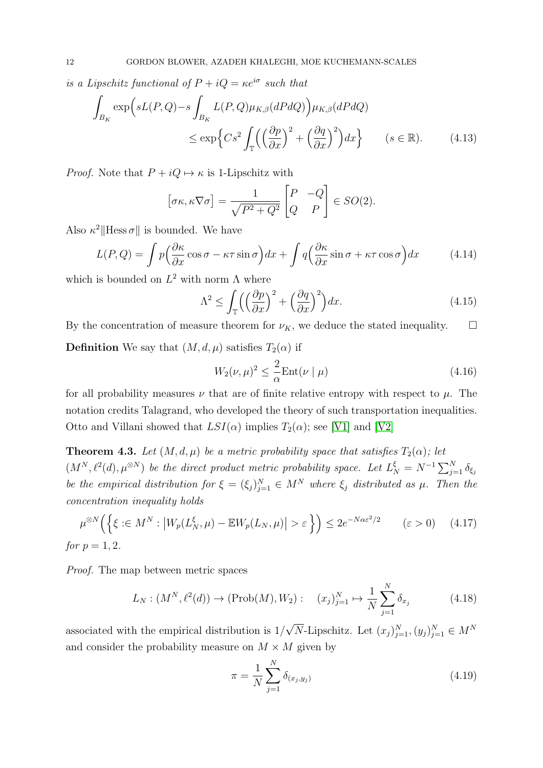*is a Lipschitz functional of $P + iQ = \kappa e^{i\sigma}$ such that*

$$\int_{B_K} \exp\Big(sL(P,Q) - s\int_{B_K} L(P,Q)\mu_{K,\beta}(dPdQ)\Big)\mu_{K,\beta}(dPdQ) \\ \leq \exp\Big\{Cs^2 \int_{\mathbb{T}} \Big(\Big(\frac{\partial p}{\partial x}\Big)^2 + \Big(\frac{\partial q}{\partial x}\Big)^2\Big)dx\Big\} \qquad (s \in \mathbb{R}). \tag{4.13}$$

*Proof.* Note that $P + iQ \mapsto \kappa$ is 1-Lipschitz with

$$\big[\sigma\kappa, \kappa\nabla\sigma\big] = \frac{1}{\sqrt{P^2+Q^2}}\begin{bmatrix} P & -Q \\ Q & P\end{bmatrix} \in SO(2).$$

Also $\kappa^2\|\mathrm{Hess}\,\sigma\|$ is bounded. We have

$$L(P,Q) = \int p\Big(\frac{\partial \kappa}{\partial x}\cos\sigma - \kappa\tau\sin\sigma\Big)dx + \int q\Big(\frac{\partial \kappa}{\partial x}\sin\sigma + \kappa\tau\cos\sigma\Big)dx \tag{4.14}$$

which is bounded on $L^2$ with norm $\Lambda$ where

$$\Lambda^2 \leq \int_{\mathbb{T}} \Big(\Big(\frac{\partial p}{\partial x}\Big)^2 + \Big(\frac{\partial q}{\partial x}\Big)^2\Big)dx. \tag{4.15}$$

By the concentration of measure theorem for $\nu_K$, we deduce the stated inequality. $\square$

**Definition** We say that $(M, d, \mu)$ satisfies $T_2(\alpha)$ if

$$W_2(\nu,\mu)^2 \leq \frac{2}{\alpha}\mathrm{Ent}(\nu \mid \mu) \tag{4.16}$$

for all probability measures $\nu$ that are of finite relative entropy with respect to $\mu$. The notation credits Talagrand, who developed the theory of such transportation inequalities. Otto and Villani showed that $LSI(\alpha)$ implies $T_2(\alpha)$; see [V1] and [V2]

**Theorem 4.3.** *Let $(M, d, \mu)$ be a metric probability space that satisfies $T_2(\alpha)$; let $(M^N, \ell^2(d), \mu^{\otimes N})$ be the direct product metric probability space. Let $L_N^\xi = N^{-1}\sum_{j=1}^N \delta_{\xi_j}$ be the empirical distribution for $\xi = (\xi_j)_{j=1}^N \in M^N$ where $\xi_j$ distributed as $\mu$. Then the concentration inequality holds*

$$\mu^{\otimes N}\Big(\Big\{\xi :\in M^N : \big|W_p(L_N^\xi, \mu) - \mathbb{E}W_p(L_N, \mu)\big| > \varepsilon\Big\}\Big) \leq 2e^{-N\alpha\varepsilon^2/2} \qquad (\varepsilon > 0) \tag{4.17}$$

*for $p = 1, 2$.*

*Proof.* The map between metric spaces

$$L_N : (M^N, \ell^2(d)) \to (\mathrm{Prob}(M), W_2) : \quad (x_j)_{j=1}^N \mapsto \frac{1}{N}\sum_{j=1}^N \delta_{x_j} \tag{4.18}$$

associated with the empirical distribution is $1/\sqrt{N}$-Lipschitz. Let $(x_j)_{j=1}^N, (y_j)_{j=1}^N \in M^N$ and consider the probability measure on $M \times M$ given by

$$\pi = \frac{1}{N}\sum_{j=1}^N \delta_{(x_j, y_j)} \tag{4.19}$$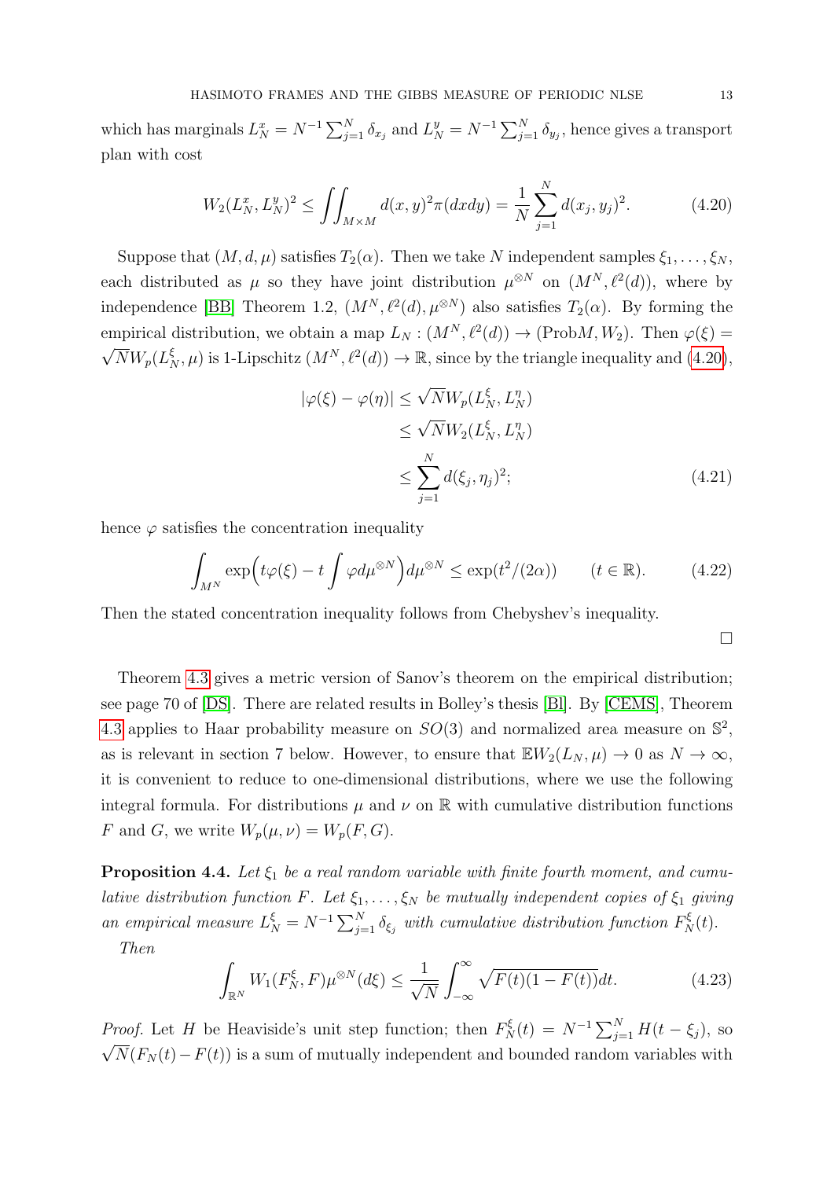which has marginals $L_N^x = N^{-1}\sum_{j=1}^N \delta_{x_j}$ and $L_N^y = N^{-1}\sum_{j=1}^N \delta_{y_j}$, hence gives a transport plan with cost

$$W_2(L_N^x, L_N^y)^2 \leq \iint_{M\times M} d(x,y)^2 \pi(dxdy) = \frac{1}{N}\sum_{j=1}^N d(x_j,y_j)^2. \tag{4.20}$$

Suppose that $(M,d,\mu)$ satisfies $T_2(\alpha)$. Then we take $N$ independent samples $\xi_1,\dots,\xi_N$, each distributed as $\mu$ so they have joint distribution $\mu^{\otimes N}$ on $(M^N, \ell^2(d))$, where by independence [BB] Theorem 1.2, $(M^N, \ell^2(d), \mu^{\otimes N})$ also satisfies $T_2(\alpha)$. By forming the empirical distribution, we obtain a map $L_N : (M^N, \ell^2(d)) \to (\mathrm{Prob}M, W_2)$. Then $\varphi(\xi) = \sqrt{N} W_p(L_N^\xi, \mu)$ is 1-Lipschitz $(M^N, \ell^2(d)) \to \mathbb{R}$, since by the triangle inequality and (4.20),

$$\begin{aligned}
|\varphi(\xi) - \varphi(\eta)| &\leq \sqrt{N} W_p(L_N^\xi, L_N^\eta) \\
&\leq \sqrt{N} W_2(L_N^\xi, L_N^\eta) \\
&\leq \sum_{j=1}^N d(\xi_j,\eta_j)^2;
\end{aligned} \tag{4.21}$$

hence $\varphi$ satisfies the concentration inequality

$$\int_{M^N} \exp\Big(t\varphi(\xi) - t\int \varphi d\mu^{\otimes N}\Big) d\mu^{\otimes N} \leq \exp(t^2/(2\alpha)) \qquad (t \in \mathbb{R}). \tag{4.22}$$

Then the stated concentration inequality follows from Chebyshev's inequality.

□

Theorem 4.3 gives a metric version of Sanov's theorem on the empirical distribution; see page 70 of [DS]. There are related results in Bolley's thesis [Bl]. By [CEMS], Theorem 4.3 applies to Haar probability measure on $SO(3)$ and normalized area measure on $\mathbb{S}^2$, as is relevant in section 7 below. However, to ensure that $\mathbb{E}W_2(L_N,\mu) \to 0$ as $N \to \infty$, it is convenient to reduce to one-dimensional distributions, where we use the following integral formula. For distributions $\mu$ and $\nu$ on $\mathbb{R}$ with cumulative distribution functions $F$ and $G$, we write $W_p(\mu,\nu) = W_p(F,G)$.

**Proposition 4.4.** *Let $\xi_1$ be a real random variable with finite fourth moment, and cumulative distribution function $F$. Let $\xi_1,\dots,\xi_N$ be mutually independent copies of $\xi_1$ giving an empirical measure $L_N^\xi = N^{-1}\sum_{j=1}^N \delta_{\xi_j}$ with cumulative distribution function $F_N^\xi(t)$.*

*Then*

$$\int_{\mathbb{R}^N} W_1(F_N^\xi, F)\mu^{\otimes N}(d\xi) \leq \frac{1}{\sqrt{N}}\int_{-\infty}^{\infty} \sqrt{F(t)(1-F(t))}\,dt. \tag{4.23}$$

*Proof.* Let $H$ be Heaviside's unit step function; then $F_N^\xi(t) = N^{-1}\sum_{j=1}^N H(t-\xi_j)$, so $\sqrt{N}(F_N(t) - F(t))$ is a sum of mutually independent and bounded random variables with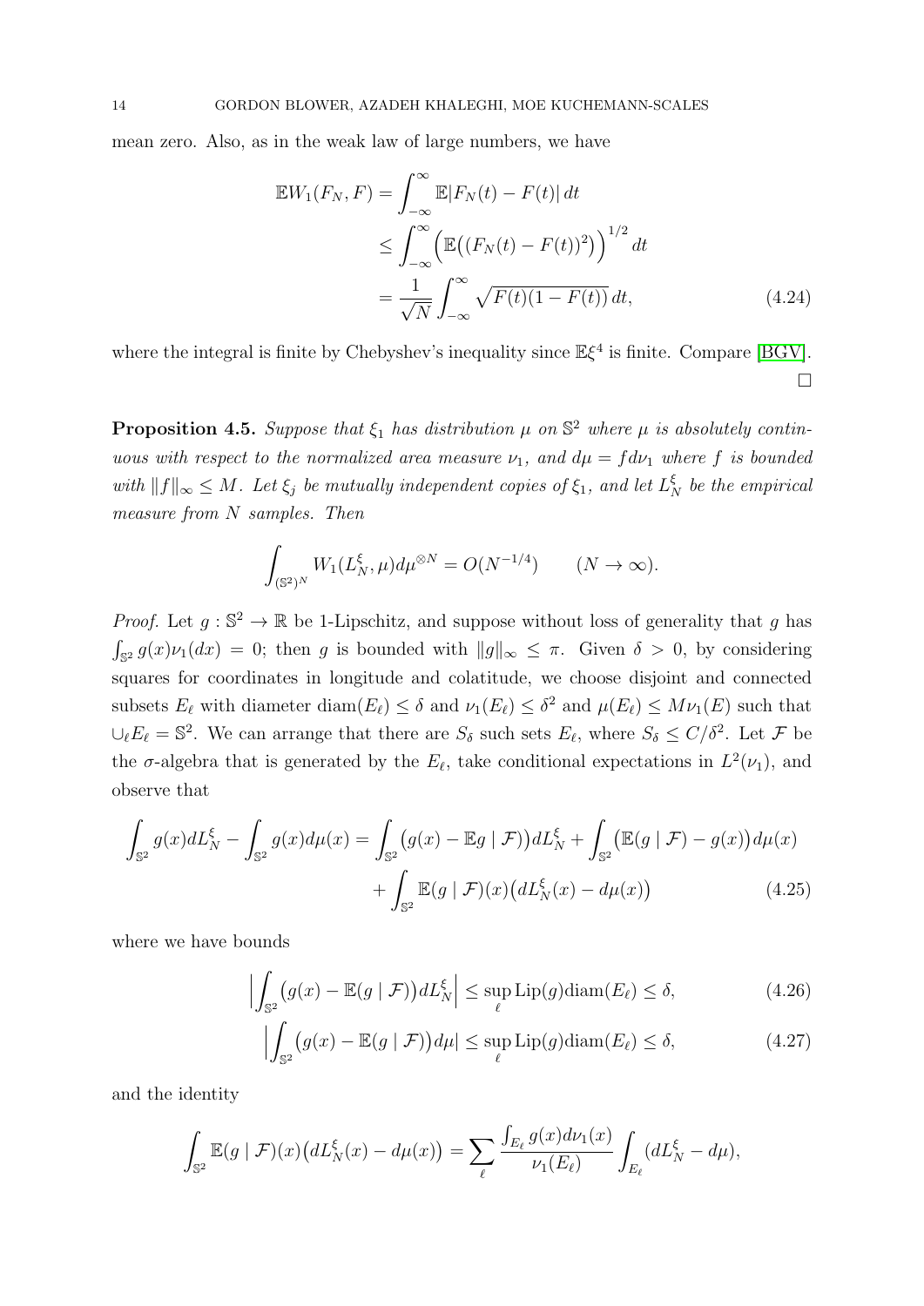mean zero. Also, as in the weak law of large numbers, we have

$$
\begin{aligned}
\mathbb{E}W_1(F_N, F) &= \int_{-\infty}^{\infty} \mathbb{E}|F_N(t) - F(t)|\, dt \\
&\leq \int_{-\infty}^{\infty} \Big( \mathbb{E}\big( (F_N(t) - F(t))^2 \big) \Big)^{1/2} dt \\
&= \frac{1}{\sqrt{N}} \int_{-\infty}^{\infty} \sqrt{F(t)(1-F(t))}\, dt, \qquad (4.24)
\end{aligned}
$$

where the integral is finite by Chebyshev's inequality since $\mathbb{E}\xi^4$ is finite. Compare [BGV]. $\square$

**Proposition 4.5.** *Suppose that $\xi_1$ has distribution $\mu$ on $\mathbb{S}^2$ where $\mu$ is absolutely continuous with respect to the normalized area measure $\nu_1$, and $d\mu = f d\nu_1$ where $f$ is bounded with $\|f\|_\infty \leq M$. Let $\xi_j$ be mutually independent copies of $\xi_1$, and let $L_N^\xi$ be the empirical measure from $N$ samples. Then*

$$
\int_{(\mathbb{S}^2)^N} W_1(L_N^\xi, \mu) d\mu^{\otimes N} = O(N^{-1/4}) \qquad (N \to \infty).
$$

*Proof.* Let $g : \mathbb{S}^2 \to \mathbb{R}$ be 1-Lipschitz, and suppose without loss of generality that $g$ has $\int_{\mathbb{S}^2} g(x)\nu_1(dx) = 0$; then $g$ is bounded with $\|g\|_\infty \leq \pi$. Given $\delta > 0$, by considering squares for coordinates in longitude and colatitude, we choose disjoint and connected subsets $E_\ell$ with diameter $\mathrm{diam}(E_\ell) \leq \delta$ and $\nu_1(E_\ell) \leq \delta^2$ and $\mu(E_\ell) \leq M\nu_1(E)$ such that $\cup_\ell E_\ell = \mathbb{S}^2$. We can arrange that there are $S_\delta$ such sets $E_\ell$, where $S_\delta \leq C/\delta^2$. Let $\mathcal{F}$ be the $\sigma$-algebra that is generated by the $E_\ell$, take conditional expectations in $L^2(\nu_1)$, and observe that

$$
\begin{aligned}
\int_{\mathbb{S}^2} g(x) dL_N^\xi - \int_{\mathbb{S}^2} g(x) d\mu(x) &= \int_{\mathbb{S}^2} \big( g(x) - \mathbb{E}g \mid \mathcal{F} \big) dL_N^\xi + \int_{\mathbb{S}^2} \big( \mathbb{E}(g \mid \mathcal{F}) - g(x) \big) d\mu(x) \\
&\quad + \int_{\mathbb{S}^2} \mathbb{E}(g \mid \mathcal{F})(x) \big( dL_N^\xi(x) - d\mu(x) \big) \qquad (4.25)
\end{aligned}
$$

where we have bounds

$$
\Big| \int_{\mathbb{S}^2} \big( g(x) - \mathbb{E}(g \mid \mathcal{F}) \big) dL_N^\xi \Big| \leq \sup_\ell \mathrm{Lip}(g) \mathrm{diam}(E_\ell) \leq \delta, \qquad (4.26)
$$

$$
\Big| \int_{\mathbb{S}^2} \big( g(x) - \mathbb{E}(g \mid \mathcal{F}) \big) d\mu \Big| \leq \sup_\ell \mathrm{Lip}(g) \mathrm{diam}(E_\ell) \leq \delta, \qquad (4.27)
$$

and the identity

$$
\int_{\mathbb{S}^2} \mathbb{E}(g \mid \mathcal{F})(x) \big( dL_N^\xi(x) - d\mu(x) \big) = \sum_\ell \frac{\int_{E_\ell} g(x) d\nu_1(x)}{\nu_1(E_\ell)} \int_{E_\ell} (dL_N^\xi - d\mu),
$$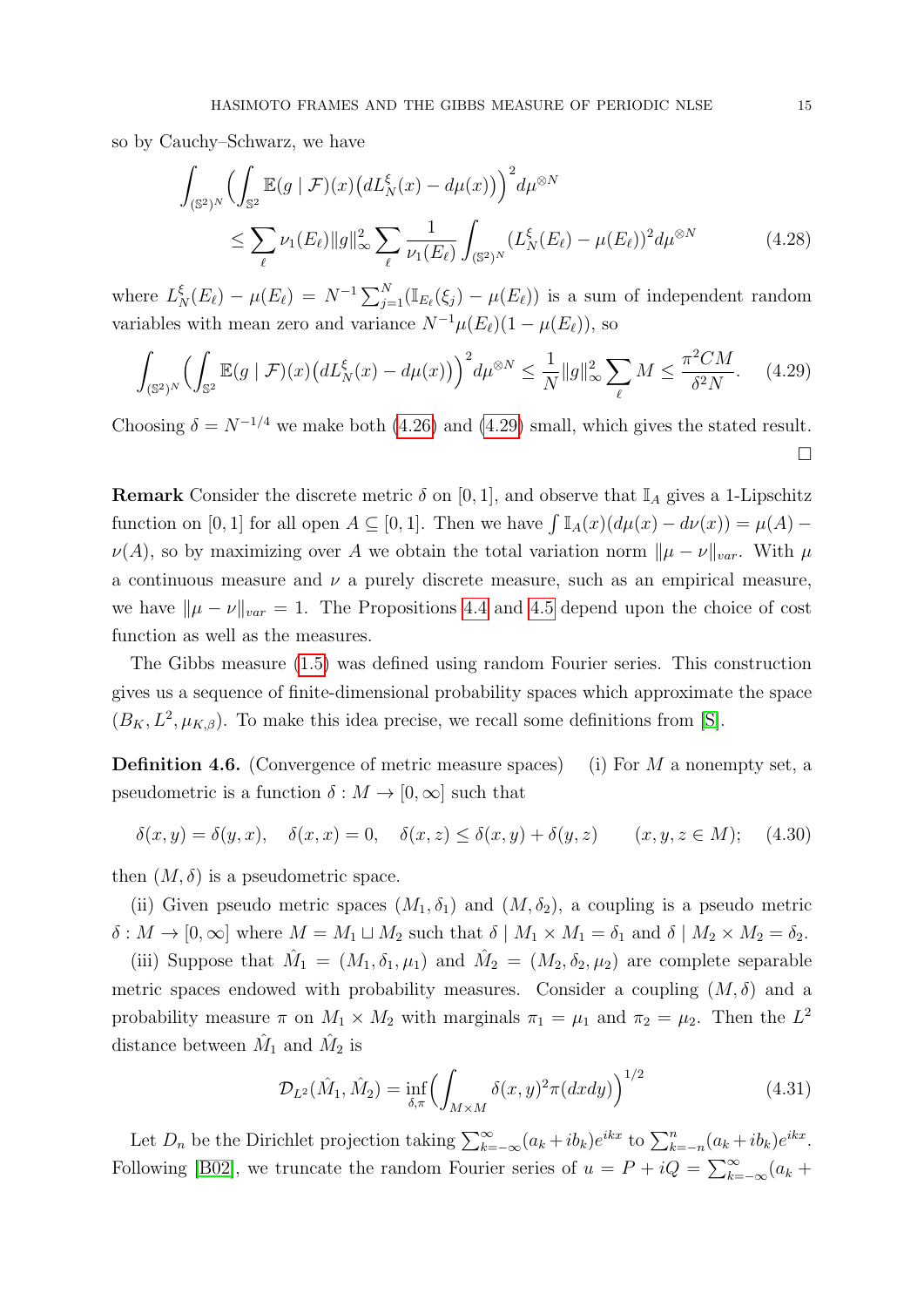so by Cauchy–Schwarz, we have

$$\int_{(\mathbb{S}^2)^N}\Big(\int_{\mathbb{S}^2}\mathbb{E}(g\mid \mathcal{F})(x)\big(dL_N^\xi(x)-d\mu(x)\big)\Big)^2 d\mu^{\otimes N}$$
$$\leq \sum_\ell \nu_1(E_\ell)\|g\|_\infty^2\sum_\ell \frac{1}{\nu_1(E_\ell)}\int_{(\mathbb{S}^2)^N}(L_N^\xi(E_\ell)-\mu(E_\ell))^2 d\mu^{\otimes N} \tag{4.28}$$

where $L_N^\xi(E_\ell)-\mu(E_\ell)=N^{-1}\sum_{j=1}^N(\mathbb{I}_{E_\ell}(\xi_j)-\mu(E_\ell))$ is a sum of independent random variables with mean zero and variance $N^{-1}\mu(E_\ell)(1-\mu(E_\ell))$, so

$$\int_{(\mathbb{S}^2)^N}\Big(\int_{\mathbb{S}^2}\mathbb{E}(g\mid \mathcal{F})(x)\big(dL_N^\xi(x)-d\mu(x)\big)\Big)^2 d\mu^{\otimes N}\leq \frac{1}{N}\|g\|_\infty^2\sum_\ell M\leq \frac{\pi^2 CM}{\delta^2 N}. \tag{4.29}$$

Choosing $\delta=N^{-1/4}$ we make both (4.26) and (4.29) small, which gives the stated result. □

**Remark** Consider the discrete metric $\delta$ on $[0,1]$, and observe that $\mathbb{I}_A$ gives a 1-Lipschitz function on $[0,1]$ for all open $A\subseteq[0,1]$. Then we have $\int \mathbb{I}_A(x)(d\mu(x)-d\nu(x))=\mu(A)-\nu(A)$, so by maximizing over $A$ we obtain the total variation norm $\|\mu-\nu\|_{var}$. With $\mu$ a continuous measure and $\nu$ a purely discrete measure, such as an empirical measure, we have $\|\mu-\nu\|_{var}=1$. The Propositions 4.4 and 4.5 depend upon the choice of cost function as well as the measures.

The Gibbs measure (1.5) was defined using random Fourier series. This construction gives us a sequence of finite-dimensional probability spaces which approximate the space $(B_K, L^2, \mu_{K,\beta})$. To make this idea precise, we recall some definitions from [S].

**Definition 4.6.** (Convergence of metric measure spaces) (i) For $M$ a nonempty set, a pseudometric is a function $\delta: M\to[0,\infty]$ such that

$$\delta(x,y)=\delta(y,x),\quad \delta(x,x)=0,\quad \delta(x,z)\leq\delta(x,y)+\delta(y,z)\qquad (x,y,z\in M); \tag{4.30}$$

then $(M,\delta)$ is a pseudometric space.

(ii) Given pseudo metric spaces $(M_1,\delta_1)$ and $(M,\delta_2)$, a coupling is a pseudo metric $\delta: M\to[0,\infty]$ where $M=M_1\sqcup M_2$ such that $\delta\mid M_1\times M_1=\delta_1$ and $\delta\mid M_2\times M_2=\delta_2$.

(iii) Suppose that $\hat{M}_1=(M_1,\delta_1,\mu_1)$ and $\hat{M}_2=(M_2,\delta_2,\mu_2)$ are complete separable metric spaces endowed with probability measures. Consider a coupling $(M,\delta)$ and a probability measure $\pi$ on $M_1\times M_2$ with marginals $\pi_1=\mu_1$ and $\pi_2=\mu_2$. Then the $L^2$ distance between $\hat{M}_1$ and $\hat{M}_2$ is

$$\mathcal{D}_{L^2}(\hat{M}_1,\hat{M}_2)=\inf_{\delta,\pi}\Big(\int_{M\times M}\delta(x,y)^2\pi(dxdy)\Big)^{1/2} \tag{4.31}$$

Let $D_n$ be the Dirichlet projection taking $\sum_{k=-\infty}^{\infty}(a_k+ib_k)e^{ikx}$ to $\sum_{k=-n}^{n}(a_k+ib_k)e^{ikx}$. Following [B02], we truncate the random Fourier series of $u=P+iQ=\sum_{k=-\infty}^{\infty}(a_k+$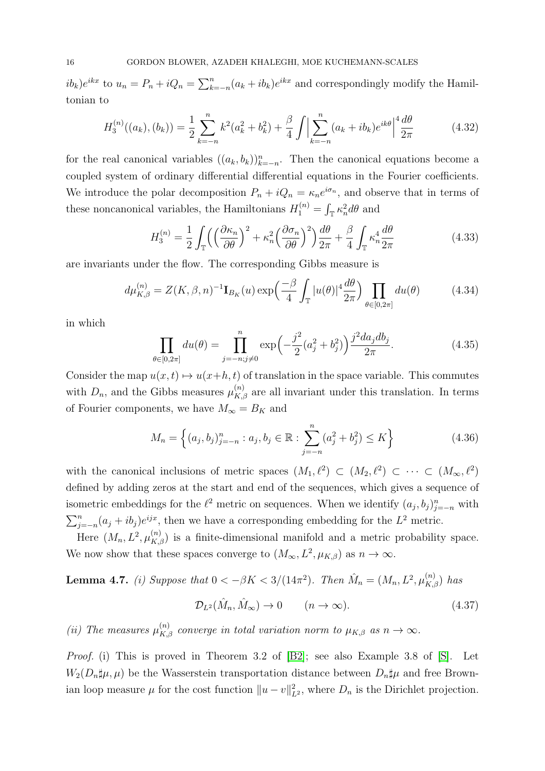$ib_k)e^{ikx}$ to $u_n = P_n + iQ_n = \sum_{k=-n}^n (a_k + ib_k)e^{ikx}$ and correspondingly modify the Hamiltonian to

$$H_3^{(n)}((a_k),(b_k)) = \frac{1}{2}\sum_{k=-n}^n k^2(a_k^2+b_k^2) + \frac{\beta}{4}\int \Big\vert \sum_{k=-n}^n (a_k+ib_k)e^{ik\theta}\Big\vert^4 \frac{d\theta}{2\pi} \tag{4.32}$$

for the real canonical variables $((a_k,b_k))_{k=-n}^n$. Then the canonical equations become a coupled system of ordinary differential differential equations in the Fourier coefficients. We introduce the polar decomposition $P_n + iQ_n = \kappa_n e^{i\sigma_n}$, and observe that in terms of these noncanonical variables, the Hamiltonians $H_1^{(n)} = \int_{\mathbb{T}} \kappa_n^2 d\theta$ and

$$H_3^{(n)} = \frac{1}{2}\int_{\mathbb{T}}\Big(\Big(\frac{\partial \kappa_n}{\partial\theta}\Big)^2 + \kappa_n^2\Big(\frac{\partial\sigma_n}{\partial\theta}\Big)^2\Big)\frac{d\theta}{2\pi} + \frac{\beta}{4}\int_{\mathbb{T}}\kappa_n^4\frac{d\theta}{2\pi} \tag{4.33}$$

are invariants under the flow. The corresponding Gibbs measure is

$$d\mu_{K,\beta}^{(n)} = Z(K,\beta,n)^{-1}\mathbf{I}_{B_K}(u)\exp\Big(\frac{-\beta}{4}\int_{\mathbb{T}}|u(\theta)|^4\frac{d\theta}{2\pi}\Big)\prod_{\theta\in[0,2\pi]} du(\theta) \tag{4.34}$$

in which

$$\prod_{\theta\in[0,2\pi]} du(\theta) = \prod_{j=-n;j\neq 0}^n \exp\Big(-\frac{j^2}{2}(a_j^2+b_j^2)\Big)\frac{j^2 da_j db_j}{2\pi}. \tag{4.35}$$

Consider the map $u(x,t)\mapsto u(x+h,t)$ of translation in the space variable. This commutes with $D_n$, and the Gibbs measures $\mu_{K,\beta}^{(n)}$ are all invariant under this translation. In terms of Fourier components, we have $M_\infty = B_K$ and

$$M_n = \Big\{(a_j,b_j)_{j=-n}^n : a_j,b_j\in\mathbb{R} : \sum_{j=-n}^n (a_j^2+b_j^2)\leq K\Big\} \tag{4.36}$$

with the canonical inclusions of metric spaces $(M_1,\ell^2)\subset(M_2,\ell^2)\subset\cdots\subset(M_\infty,\ell^2)$ defined by adding zeros at the start and end of the sequences, which gives a sequence of isometric embeddings for the $\ell^2$ metric on sequences. When we identify $(a_j,b_j)_{j=-n}^n$ with $\sum_{j=-n}^n (a_j+ib_j)e^{ijx}$, then we have a corresponding embedding for the $L^2$ metric.

Here $(M_n, L^2, \mu_{K,\beta}^{(n)})$ is a finite-dimensional manifold and a metric probability space. We now show that these spaces converge to $(M_\infty, L^2, \mu_{K,\beta})$ as $n\to\infty$.

**Lemma 4.7.** *(i) Suppose that $0 < -\beta K < 3/(14\pi^2)$. Then $\hat{M}_n = (M_n, L^2, \mu_{K,\beta}^{(n)})$ has*

$$\mathcal{D}_{L^2}(\hat{M}_n, \hat{M}_\infty)\to 0 \qquad (n\to\infty). \tag{4.37}$$

*(ii) The measures $\mu_{K,\beta}^{(n)}$ converge in total variation norm to $\mu_{K,\beta}$ as $n\to\infty$.*

*Proof.* (i) This is proved in Theorem 3.2 of [B2]; see also Example 3.8 of [S]. Let $W_2(D_n\sharp\mu,\mu)$ be the Wasserstein transportation distance between $D_n\sharp\mu$ and free Brownian loop measure $\mu$ for the cost function $\|u-v\|_{L^2}^2$, where $D_n$ is the Dirichlet projection.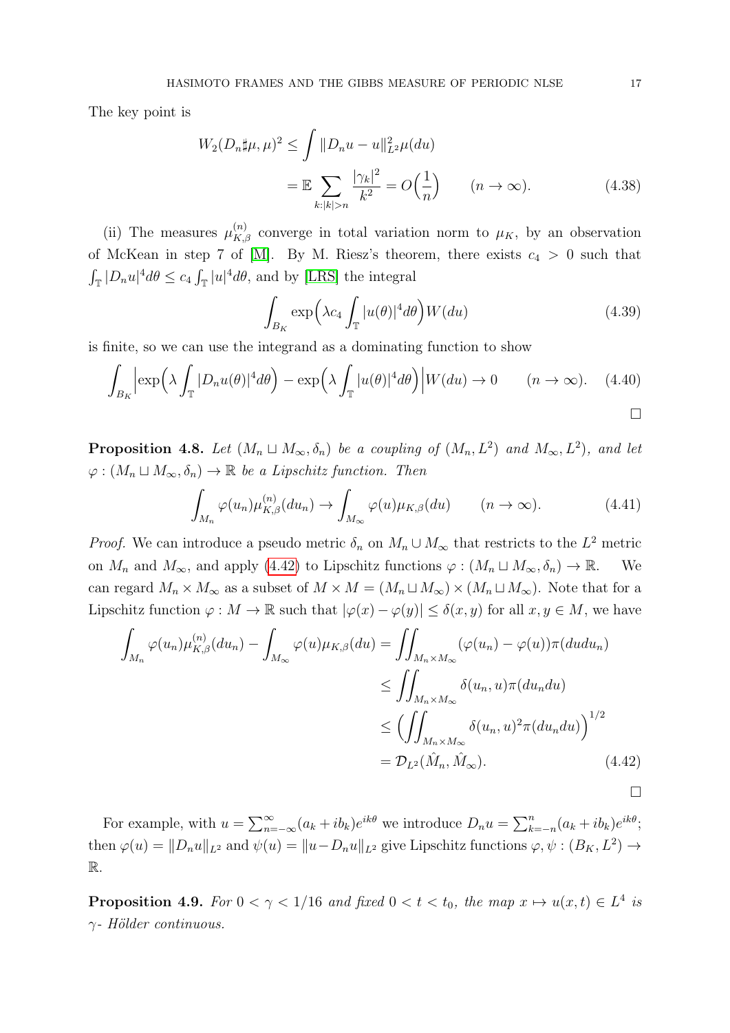The key point is

$$W_2(D_n\sharp\mu,\mu)^2 \leq \int \|D_n u - u\|_{L^2}^2 \mu(du)$$
$$= \mathbb{E}\sum_{k:|k|>n} \frac{|\gamma_k|^2}{k^2} = O\Big(\frac{1}{n}\Big) \qquad (n\to\infty). \tag{4.38}$$

(ii) The measures $\mu_{K,\beta}^{(n)}$ converge in total variation norm to $\mu_K$, by an observation of McKean in step 7 of [M]. By M. Riesz's theorem, there exists $c_4 > 0$ such that $\int_{\mathbb{T}} |D_n u|^4 d\theta \leq c_4 \int_{\mathbb{T}} |u|^4 d\theta$, and by [LRS] the integral

$$\int_{B_K} \exp\Big(\lambda c_4 \int_{\mathbb{T}} |u(\theta)|^4 d\theta\Big) W(du) \tag{4.39}$$

is finite, so we can use the integrand as a dominating function to show

$$\int_{B_K} \Big|\exp\Big(\lambda \int_{\mathbb{T}} |D_n u(\theta)|^4 d\theta\Big) - \exp\Big(\lambda\int_{\mathbb{T}} |u(\theta)|^4 d\theta\Big)\Big| W(du) \to 0 \qquad (n\to\infty). \tag{4.40}$$

□

**Proposition 4.8.** *Let $(M_n \sqcup M_\infty, \delta_n)$ be a coupling of $(M_n, L^2)$ and $M_\infty, L^2)$, and let $\varphi : (M_n \sqcup M_\infty, \delta_n) \to \mathbb{R}$ be a Lipschitz function. Then*

$$\int_{M_n} \varphi(u_n)\mu_{K,\beta}^{(n)}(du_n) \to \int_{M_\infty} \varphi(u)\mu_{K,\beta}(du) \qquad (n\to\infty). \tag{4.41}$$

*Proof.* We can introduce a pseudo metric $\delta_n$ on $M_n \cup M_\infty$ that restricts to the $L^2$ metric on $M_n$ and $M_\infty$, and apply (4.42) to Lipschitz functions $\varphi : (M_n \sqcup M_\infty, \delta_n) \to \mathbb{R}$. We can regard $M_n \times M_\infty$ as a subset of $M \times M = (M_n \sqcup M_\infty) \times (M_n \sqcup M_\infty)$. Note that for a Lipschitz function $\varphi : M \to \mathbb{R}$ such that $|\varphi(x) - \varphi(y)| \leq \delta(x,y)$ for all $x, y \in M$, we have

$$\int_{M_n} \varphi(u_n)\mu_{K,\beta}^{(n)}(du_n) - \int_{M_\infty} \varphi(u)\mu_{K,\beta}(du) = \iint_{M_n\times M_\infty} (\varphi(u_n) - \varphi(u))\pi(du du_n)$$
$$\leq \iint_{M_n\times M_\infty} \delta(u_n, u)\pi(du_n du)$$
$$\leq \Big(\iint_{M_n\times M_\infty} \delta(u_n, u)^2 \pi(du_n du)\Big)^{1/2}$$
$$= \mathcal{D}_{L^2}(\hat{M}_n, \hat{M}_\infty). \tag{4.42}$$

□

For example, with $u = \sum_{n=-\infty}^{\infty}(a_k + ib_k)e^{ik\theta}$ we introduce $D_n u = \sum_{k=-n}^{n}(a_k + ib_k)e^{ik\theta}$; then $\varphi(u) = \|D_n u\|_{L^2}$ and $\psi(u) = \|u - D_n u\|_{L^2}$ give Lipschitz functions $\varphi, \psi : (B_K, L^2) \to \mathbb{R}$.

**Proposition 4.9.** *For $0 < \gamma < 1/16$ and fixed $0 < t < t_0$, the map $x \mapsto u(x,t) \in L^4$ is $\gamma$- Hölder continuous.*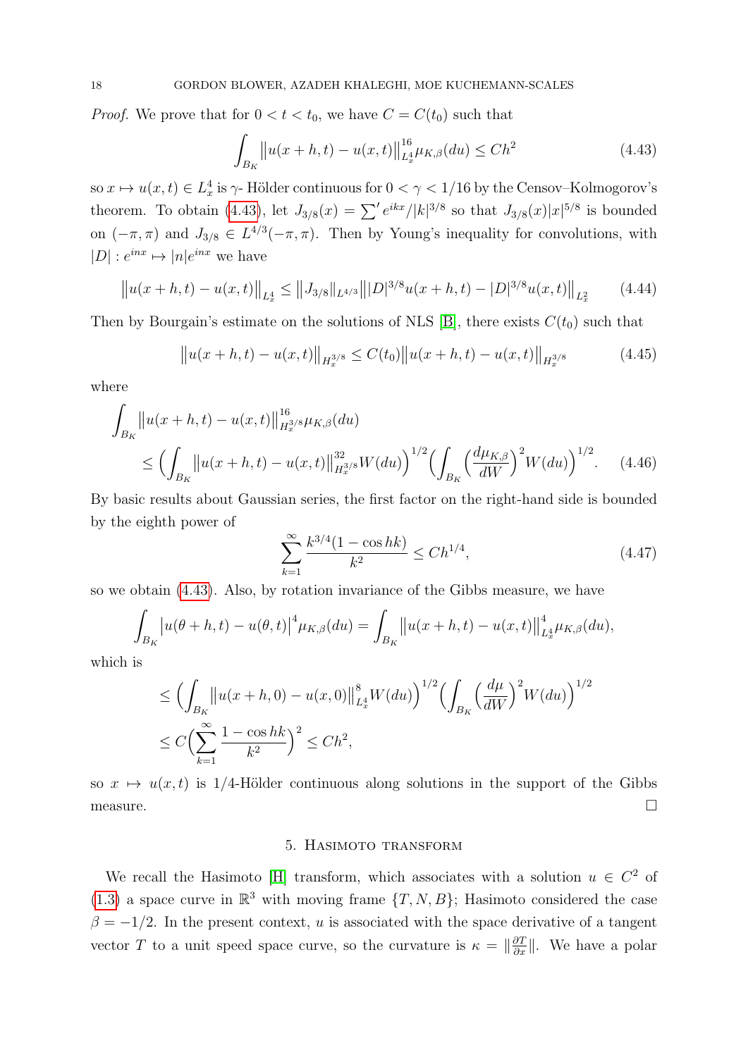*Proof.* We prove that for $0 < t < t_0$, we have $C = C(t_0)$ such that

$$\int_{B_K} \big\|u(x+h,t) - u(x,t)\big\|_{L^4_x}^{16} \mu_{K,\beta}(du) \le Ch^2 \tag{4.43}$$

so $x \mapsto u(x,t) \in L^4_x$ is $\gamma$- Hölder continuous for $0 < \gamma < 1/16$ by the Censov–Kolmogorov's theorem. To obtain (4.43), let $J_{3/8}(x) = \sum' e^{ikx}/|k|^{3/8}$ so that $J_{3/8}(x)|x|^{5/8}$ is bounded on $(-\pi, \pi)$ and $J_{3/8} \in L^{4/3}(-\pi,\pi)$. Then by Young's inequality for convolutions, with $|D| : e^{inx} \mapsto |n|e^{inx}$ we have

$$\big\|u(x+h,t) - u(x,t)\big\|_{L^4_x} \le \big\|J_{3/8}\big\|_{L^{4/3}} \big\||D|^{3/8}u(x+h,t) - |D|^{3/8}u(x,t)\big\|_{L^2_x} \tag{4.44}$$

Then by Bourgain's estimate on the solutions of NLS [B], there exists $C(t_0)$ such that

$$\big\|u(x+h,t) - u(x,t)\big\|_{H^{3/8}_x} \le C(t_0)\big\|u(x+h,t) - u(x,t)\big\|_{H^{3/8}_x} \tag{4.45}$$

where

$$\int_{B_K} \big\|u(x+h,t) - u(x,t)\big\|_{H^{3/8}_x}^{16} \mu_{K,\beta}(du) \le \Big(\int_{B_K} \big\|u(x+h,t) - u(x,t)\big\|_{H^{3/8}_x}^{32} W(du)\Big)^{1/2} \Big(\int_{B_K} \Big(\frac{d\mu_{K,\beta}}{dW}\Big)^2 W(du)\Big)^{1/2}. \tag{4.46}$$

By basic results about Gaussian series, the first factor on the right-hand side is bounded by the eighth power of

$$\sum_{k=1}^\infty \frac{k^{3/4}(1-\cos hk)}{k^2} \le Ch^{1/4}, \tag{4.47}$$

so we obtain (4.43). Also, by rotation invariance of the Gibbs measure, we have

$$\int_{B_K} \big|u(\theta+h,t) - u(\theta,t)\big|^4 \mu_{K,\beta}(du) = \int_{B_K} \big\|u(x+h,t) - u(x,t)\big\|_{L^4_x}^4 \mu_{K,\beta}(du),$$

which is

$$\le \Big(\int_{B_K} \big\|u(x+h,0) - u(x,0)\big\|_{L^4_x}^8 W(du)\Big)^{1/2} \Big(\int_{B_K} \Big(\frac{d\mu}{dW}\Big)^2 W(du)\Big)^{1/2}$$
$$\le C\Big(\sum_{k=1}^\infty \frac{1-\cos hk}{k^2}\Big)^2 \le Ch^2,$$

so $x \mapsto u(x,t)$ is $1/4$-Hölder continuous along solutions in the support of the Gibbs measure. $\square$

## 5. Hasimoto transform

We recall the Hasimoto [H] transform, which associates with a solution $u \in C^2$ of (1.3) a space curve in $\mathbb{R}^3$ with moving frame $\{T, N, B\}$; Hasimoto considered the case $\beta = -1/2$. In the present context, $u$ is associated with the space derivative of a tangent vector $T$ to a unit speed space curve, so the curvature is $\kappa = \|\frac{\partial T}{\partial x}\|$. We have a polar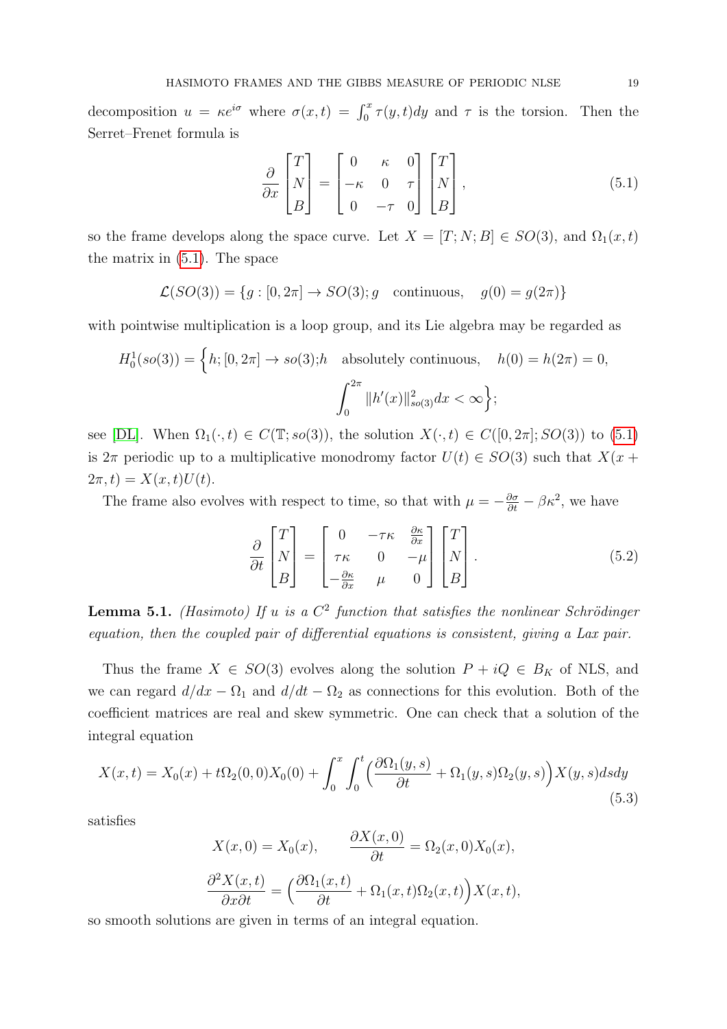decomposition $u = \kappa e^{i\sigma}$ where $\sigma(x,t) = \int_0^x \tau(y,t)dy$ and $\tau$ is the torsion. Then the Serret–Frenet formula is

$$\frac{\partial}{\partial x}\begin{bmatrix} T \\ N \\ B \end{bmatrix} = \begin{bmatrix} 0 & \kappa & 0 \\ -\kappa & 0 & \tau \\ 0 & -\tau & 0 \end{bmatrix}\begin{bmatrix} T \\ N \\ B \end{bmatrix}, \tag{5.1}$$

so the frame develops along the space curve. Let $X = [T; N; B] \in SO(3)$, and $\Omega_1(x,t)$ the matrix in (5.1). The space

$$\mathcal{L}(SO(3)) = \{g : [0, 2\pi] \to SO(3); g \quad \text{continuous}, \quad g(0) = g(2\pi)\}$$

with pointwise multiplication is a loop group, and its Lie algebra may be regarded as

$$H_0^1(so(3)) = \Big\{ h; [0, 2\pi] \to so(3); h \quad \text{absolutely continuous}, \quad h(0) = h(2\pi) = 0, \\ \int_0^{2\pi} \|h'(x)\|^2_{so(3)} dx < \infty \Big\};$$

see [DL]. When $\Omega_1(\cdot, t) \in C(\mathbb{T}; so(3))$, the solution $X(\cdot, t) \in C([0, 2\pi]; SO(3))$ to (5.1) is $2\pi$ periodic up to a multiplicative monodromy factor $U(t) \in SO(3)$ such that $X(x + 2\pi, t) = X(x,t)U(t)$.

The frame also evolves with respect to time, so that with $\mu = -\frac{\partial \sigma}{\partial t} - \beta\kappa^2$, we have

$$\frac{\partial}{\partial t}\begin{bmatrix} T \\ N \\ B \end{bmatrix} = \begin{bmatrix} 0 & -\tau\kappa & \frac{\partial \kappa}{\partial x} \\ \tau\kappa & 0 & -\mu \\ -\frac{\partial \kappa}{\partial x} & \mu & 0 \end{bmatrix}\begin{bmatrix} T \\ N \\ B \end{bmatrix}. \tag{5.2}$$

**Lemma 5.1.** *(Hasimoto) If $u$ is a $C^2$ function that satisfies the nonlinear Schrödinger equation, then the coupled pair of differential equations is consistent, giving a Lax pair.*

Thus the frame $X \in SO(3)$ evolves along the solution $P + iQ \in B_K$ of NLS, and we can regard $d/dx - \Omega_1$ and $d/dt - \Omega_2$ as connections for this evolution. Both of the coefficient matrices are real and skew symmetric. One can check that a solution of the integral equation

$$X(x,t) = X_0(x) + t\Omega_2(0,0)X_0(0) + \int_0^x \int_0^t \Big( \frac{\partial \Omega_1(y,s)}{\partial t} + \Omega_1(y,s)\Omega_2(y,s) \Big) X(y,s) ds dy \tag{5.3}$$

satisfies

$$X(x,0) = X_0(x), \qquad \frac{\partial X(x,0)}{\partial t} = \Omega_2(x,0)X_0(x),$$

$$\frac{\partial^2 X(x,t)}{\partial x \partial t} = \Big( \frac{\partial \Omega_1(x,t)}{\partial t} + \Omega_1(x,t)\Omega_2(x,t) \Big) X(x,t),$$

so smooth solutions are given in terms of an integral equation.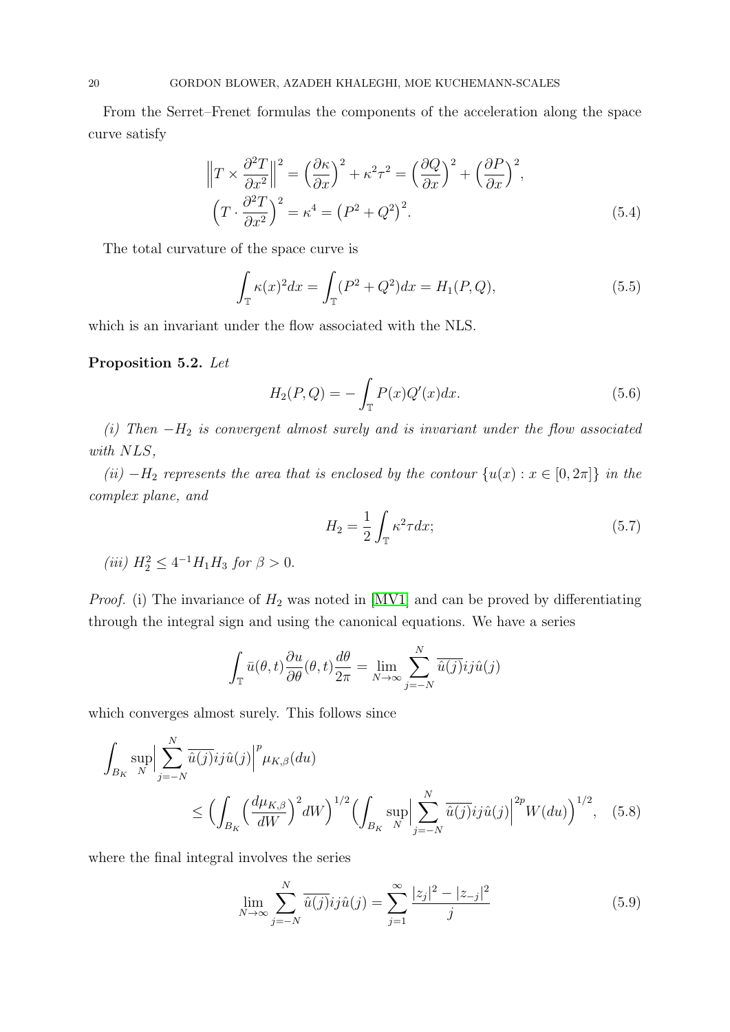From the Serret–Frenet formulas the components of the acceleration along the space curve satisfy

$$
\begin{aligned}
\Big\| T \times \frac{\partial^2 T}{\partial x^2} \Big\|^2 &= \Big(\frac{\partial \kappa}{\partial x}\Big)^2 + \kappa^2\tau^2 = \Big(\frac{\partial Q}{\partial x}\Big)^2 + \Big(\frac{\partial P}{\partial x}\Big)^2,\\
\Big( T \cdot \frac{\partial^2 T}{\partial x^2}\Big)^2 &= \kappa^4 = \big(P^2+Q^2\big)^2.
\end{aligned} \tag{5.4}
$$

The total curvature of the space curve is

$$
\int_{\mathbb{T}} \kappa(x)^2 dx = \int_{\mathbb{T}} (P^2+Q^2)dx = H_1(P,Q), \tag{5.5}
$$

which is an invariant under the flow associated with the NLS.

**Proposition 5.2.** *Let*

$$
H_2(P,Q) = -\int_{\mathbb{T}} P(x)Q'(x)dx. \tag{5.6}
$$

*(i) Then $-H_2$ is convergent almost surely and is invariant under the flow associated with NLS,*

*(ii) $-H_2$ represents the area that is enclosed by the contour $\{u(x) : x \in [0,2\pi]\}$ in the complex plane, and*

$$
H_2 = \frac{1}{2}\int_{\mathbb{T}} \kappa^2 \tau dx; \tag{5.7}
$$

*(iii) $H_2^2 \le 4^{-1}H_1H_3$ for $\beta > 0$.*

*Proof.* (i) The invariance of $H_2$ was noted in [MV1] and can be proved by differentiating through the integral sign and using the canonical equations. We have a series

$$
\int_{\mathbb{T}} \bar{u}(\theta,t)\frac{\partial u}{\partial \theta}(\theta,t)\frac{d\theta}{2\pi} = \lim_{N\to\infty}\sum_{j=-N}^{N} \overline{\hat{u}(j)} ij\hat{u}(j)
$$

which converges almost surely. This follows since

$$
\begin{aligned}
\int_{B_K} \sup_N \Big|\sum_{j=-N}^{N} \overline{\hat{u}(j)} ij \hat{u}(j)\Big|^p \mu_{K,\beta}(du)& \\
\le \Big(\int_{B_K}\Big(\frac{d\mu_{K,\beta}}{dW}\Big)^2 dW\Big)^{1/2} & \Big(\int_{B_K}\sup_N\Big|\sum_{j=-N}^{N}\overline{\hat{u}(j)} ij\hat{u}(j)\Big|^{2p} W(du)\Big)^{1/2},
\end{aligned} \tag{5.8}
$$

where the final integral involves the series

$$
\lim_{N\to\infty}\sum_{j=-N}^{N}\overline{\hat{u}(j)} ij\hat{u}(j) = \sum_{j=1}^{\infty}\frac{|z_j|^2 - |z_{-j}|^2}{j} \tag{5.9}
$$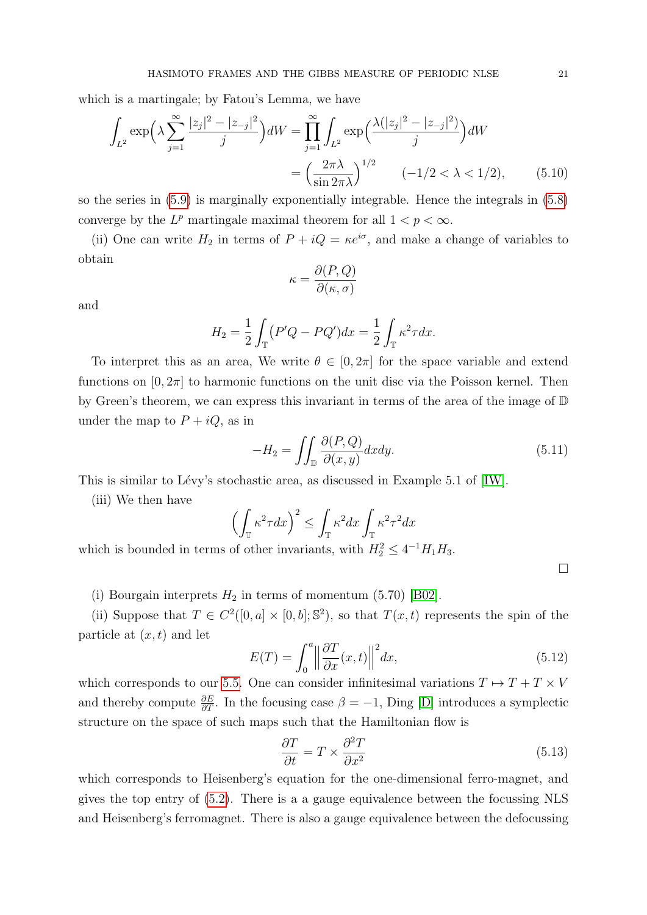which is a martingale; by Fatou's Lemma, we have

$$\int_{L^2} \exp\Big(\lambda \sum_{j=1}^{\infty} \frac{|z_j|^2 - |z_{-j}|^2}{j}\Big) dW = \prod_{j=1}^{\infty} \int_{L^2} \exp\Big(\frac{\lambda(|z_j|^2 - |z_{-j}|^2)}{j}\Big) dW$$
$$= \Big(\frac{2\pi\lambda}{\sin 2\pi\lambda}\Big)^{1/2} \qquad (-1/2 < \lambda < 1/2), \tag{5.10}$$

so the series in (5.9) is marginally exponentially integrable. Hence the integrals in (5.8) converge by the $L^p$ martingale maximal theorem for all $1 < p < \infty$.

(ii) One can write $H_2$ in terms of $P + iQ = \kappa e^{i\sigma}$, and make a change of variables to obtain

$$\kappa = \frac{\partial(P, Q)}{\partial(\kappa, \sigma)}$$

and

$$H_2 = \frac{1}{2}\int_{\mathbb{T}} (P'Q - PQ')dx = \frac{1}{2}\int_{\mathbb{T}} \kappa^2 \tau dx.$$

To interpret this as an area, We write $\theta \in [0, 2\pi]$ for the space variable and extend functions on $[0, 2\pi]$ to harmonic functions on the unit disc via the Poisson kernel. Then by Green's theorem, we can express this invariant in terms of the area of the image of $\mathbb{D}$ under the map to $P + iQ$, as in

$$-H_2 = \iint_{\mathbb{D}} \frac{\partial(P, Q)}{\partial(x, y)} dxdy. \tag{5.11}$$

This is similar to Lévy's stochastic area, as discussed in Example 5.1 of [IW].

(iii) We then have

$$\Big(\int_{\mathbb{T}} \kappa^2 \tau dx\Big)^2 \le \int_{\mathbb{T}} \kappa^2 dx \int_{\mathbb{T}} \kappa^2 \tau^2 dx$$

which is bounded in terms of other invariants, with $H_2^2 \le 4^{-1} H_1 H_3$.

□

(i) Bourgain interprets $H_2$ in terms of momentum (5.70) [B02].

(ii) Suppose that $T \in C^2([0, a] \times [0, b]; \mathbb{S}^2)$, so that $T(x, t)$ represents the spin of the particle at $(x, t)$ and let

$$E(T) = \int_0^a \Big\| \frac{\partial T}{\partial x}(x, t)\Big\|^2 dx, \tag{5.12}$$

which corresponds to our 5.5. One can consider infinitesimal variations $T \mapsto T + T \times V$ and thereby compute $\frac{\partial E}{\partial T}$. In the focusing case $\beta = -1$, Ding [D] introduces a symplectic structure on the space of such maps such that the Hamiltonian flow is

$$\frac{\partial T}{\partial t} = T \times \frac{\partial^2 T}{\partial x^2} \tag{5.13}$$

which corresponds to Heisenberg's equation for the one-dimensional ferro-magnet, and gives the top entry of (5.2). There is a a gauge equivalence between the focussing NLS and Heisenberg's ferromagnet. There is also a gauge equivalence between the defocussing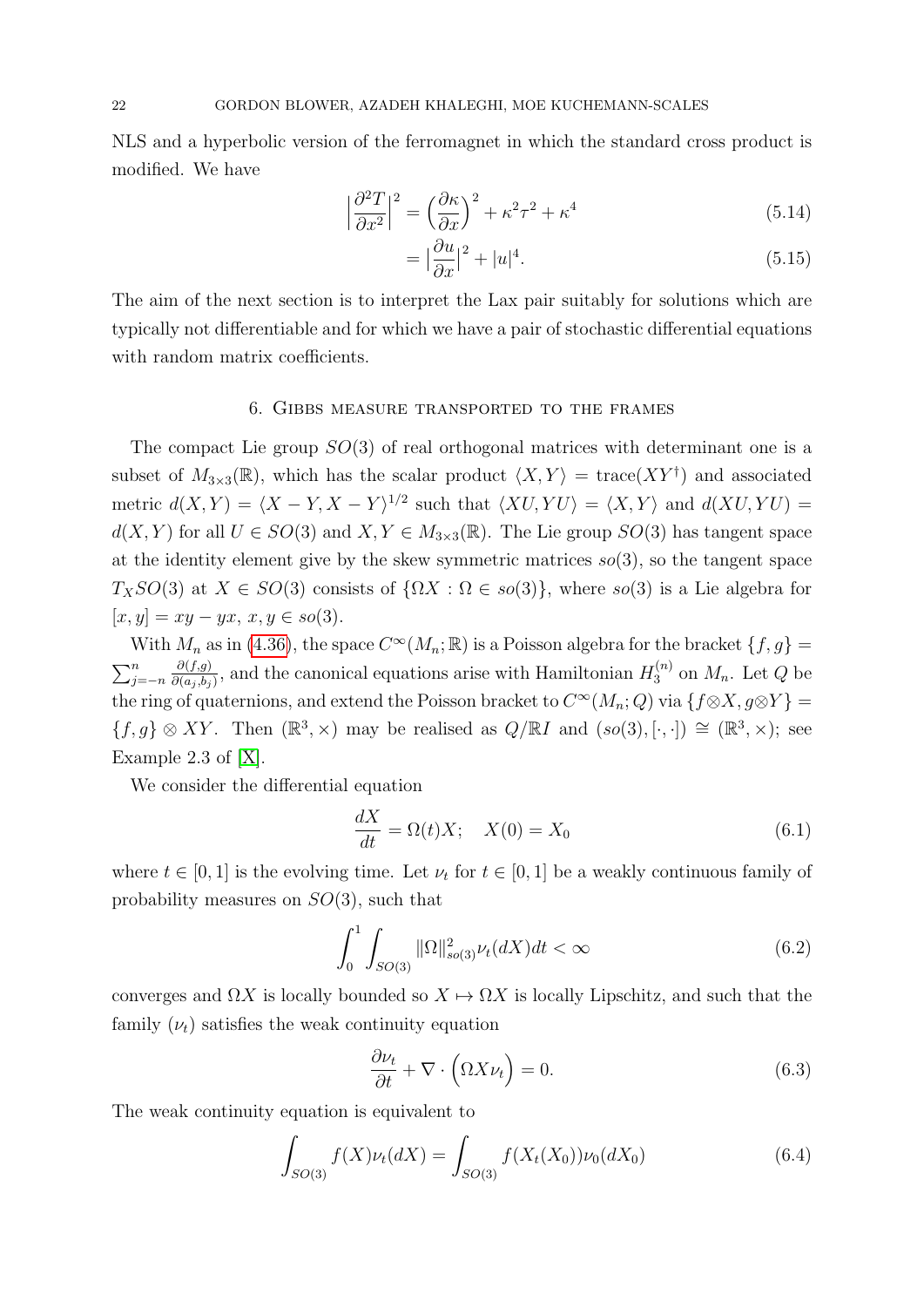NLS and a hyperbolic version of the ferromagnet in which the standard cross product is modified. We have

$$\Big|\frac{\partial^2 T}{\partial x^2}\Big|^2 = \Big(\frac{\partial \kappa}{\partial x}\Big)^2 + \kappa^2\tau^2 + \kappa^4 \tag{5.14}$$

$$= \Big|\frac{\partial u}{\partial x}\Big|^2 + |u|^4. \tag{5.15}$$

The aim of the next section is to interpret the Lax pair suitably for solutions which are typically not differentiable and for which we have a pair of stochastic differential equations with random matrix coefficients.

## 6. Gibbs measure transported to the frames

The compact Lie group $SO(3)$ of real orthogonal matrices with determinant one is a subset of $M_{3\times 3}(\mathbb{R})$, which has the scalar product $\langle X, Y\rangle = \mathrm{trace}(XY^\dagger)$ and associated metric $d(X,Y) = \langle X-Y, X-Y\rangle^{1/2}$ such that $\langle XU, YU\rangle = \langle X, Y\rangle$ and $d(XU, YU) = d(X,Y)$ for all $U \in SO(3)$ and $X, Y \in M_{3\times 3}(\mathbb{R})$. The Lie group $SO(3)$ has tangent space at the identity element give by the skew symmetric matrices $so(3)$, so the tangent space $T_X SO(3)$ at $X \in SO(3)$ consists of $\{\Omega X : \Omega \in so(3)\}$, where $so(3)$ is a Lie algebra for $[x, y] = xy - yx$, $x, y \in so(3)$.

With $M_n$ as in (4.36), the space $C^\infty(M_n;\mathbb{R})$ is a Poisson algebra for the bracket $\{f, g\} = \sum_{j=-n}^{n} \frac{\partial(f,g)}{\partial(a_j,b_j)}$, and the canonical equations arise with Hamiltonian $H_3^{(n)}$ on $M_n$. Let $Q$ be the ring of quaternions, and extend the Poisson bracket to $C^\infty(M_n; Q)$ via $\{f\otimes X, g\otimes Y\} = \{f, g\} \otimes XY$. Then $(\mathbb{R}^3, \times)$ may be realised as $Q/\mathbb{R}I$ and $(so(3), [\cdot,\cdot]) \cong (\mathbb{R}^3, \times)$; see Example 2.3 of [X].

We consider the differential equation

$$\frac{dX}{dt} = \Omega(t)X; \quad X(0) = X_0 \tag{6.1}$$

where $t \in [0, 1]$ is the evolving time. Let $\nu_t$ for $t \in [0, 1]$ be a weakly continuous family of probability measures on $SO(3)$, such that

$$\int_0^1 \int_{SO(3)} \|\Omega\|^2_{so(3)} \nu_t(dX)dt < \infty \tag{6.2}$$

converges and $\Omega X$ is locally bounded so $X \mapsto \Omega X$ is locally Lipschitz, and such that the family $(\nu_t)$ satisfies the weak continuity equation

$$\frac{\partial \nu_t}{\partial t} + \nabla \cdot \Big(\Omega X \nu_t\Big) = 0. \tag{6.3}$$

The weak continuity equation is equivalent to

$$\int_{SO(3)} f(X)\nu_t(dX) = \int_{SO(3)} f(X_t(X_0))\nu_0(dX_0) \tag{6.4}$$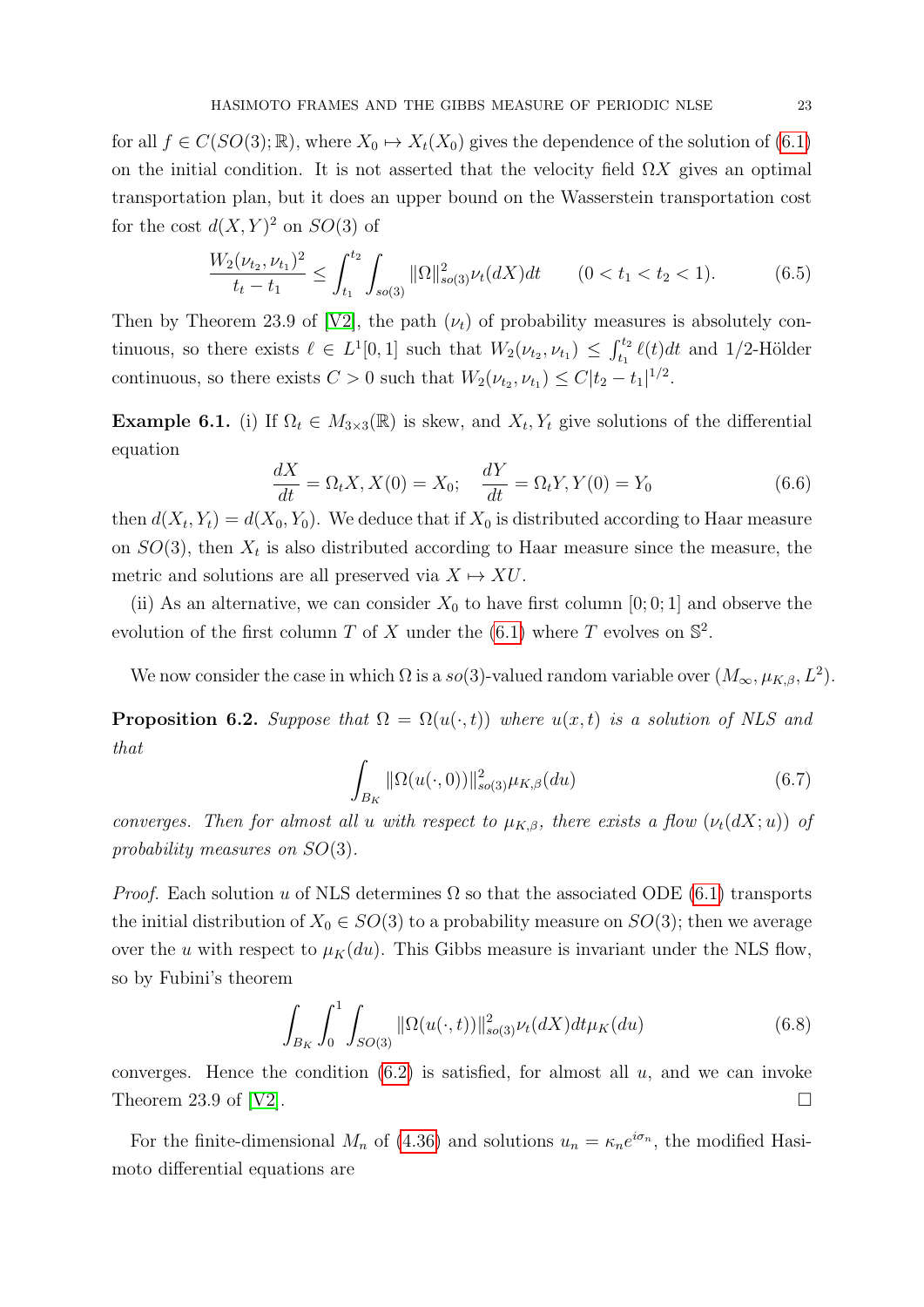for all $f \in C(SO(3); \mathbb{R})$, where $X_0 \mapsto X_t(X_0)$ gives the dependence of the solution of (6.1) on the initial condition. It is not asserted that the velocity field $\Omega X$ gives an optimal transportation plan, but it does an upper bound on the Wasserstein transportation cost for the cost $d(X,Y)^2$ on $SO(3)$ of

$$\frac{W_2(\nu_{t_2}, \nu_{t_1})^2}{t_t - t_1} \leq \int_{t_1}^{t_2} \int_{so(3)} \|\Omega\|^2_{so(3)} \nu_t(dX)dt \qquad (0 < t_1 < t_2 < 1). \tag{6.5}$$

Then by Theorem 23.9 of [V2], the path $(\nu_t)$ of probability measures is absolutely continuous, so there exists $\ell \in L^1[0,1]$ such that $W_2(\nu_{t_2}, \nu_{t_1}) \leq \int_{t_1}^{t_2} \ell(t)dt$ and 1/2-Hölder continuous, so there exists $C > 0$ such that $W_2(\nu_{t_2}, \nu_{t_1}) \leq C|t_2 - t_1|^{1/2}$.

**Example 6.1.** (i) If $\Omega_t \in M_{3\times 3}(\mathbb{R})$ is skew, and $X_t, Y_t$ give solutions of the differential equation

$$\frac{dX}{dt} = \Omega_t X, X(0) = X_0; \quad \frac{dY}{dt} = \Omega_t Y, Y(0) = Y_0 \tag{6.6}$$

then $d(X_t, Y_t) = d(X_0, Y_0)$. We deduce that if $X_0$ is distributed according to Haar measure on $SO(3)$, then $X_t$ is also distributed according to Haar measure since the measure, the metric and solutions are all preserved via $X \mapsto XU$.

(ii) As an alternative, we can consider $X_0$ to have first column $[0; 0; 1]$ and observe the evolution of the first column $T$ of $X$ under the (6.1) where $T$ evolves on $\mathbb{S}^2$.

We now consider the case in which $\Omega$ is a $so(3)$-valued random variable over $(M_\infty, \mu_{K,\beta}, L^2)$.

**Proposition 6.2.** *Suppose that $\Omega = \Omega(u(\cdot, t))$ where $u(x,t)$ is a solution of NLS and that*

$$\int_{B_K} \|\Omega(u(\cdot, 0))\|^2_{so(3)} \mu_{K,\beta}(du) \tag{6.7}$$

*converges. Then for almost all $u$ with respect to $\mu_{K,\beta}$, there exists a flow $(\nu_t(dX; u))$ of probability measures on $SO(3)$.*

*Proof.* Each solution $u$ of NLS determines $\Omega$ so that the associated ODE (6.1) transports the initial distribution of $X_0 \in SO(3)$ to a probability measure on $SO(3)$; then we average over the $u$ with respect to $\mu_K(du)$. This Gibbs measure is invariant under the NLS flow, so by Fubini's theorem

$$\int_{B_K} \int_0^1 \int_{SO(3)} \|\Omega(u(\cdot, t))\|^2_{so(3)} \nu_t(dX) dt \mu_K(du) \tag{6.8}$$

converges. Hence the condition (6.2) is satisfied, for almost all $u$, and we can invoke Theorem 23.9 of [V2]. □

For the finite-dimensional $M_n$ of (4.36) and solutions $u_n = \kappa_n e^{i\sigma_n}$, the modified Hasimoto differential equations are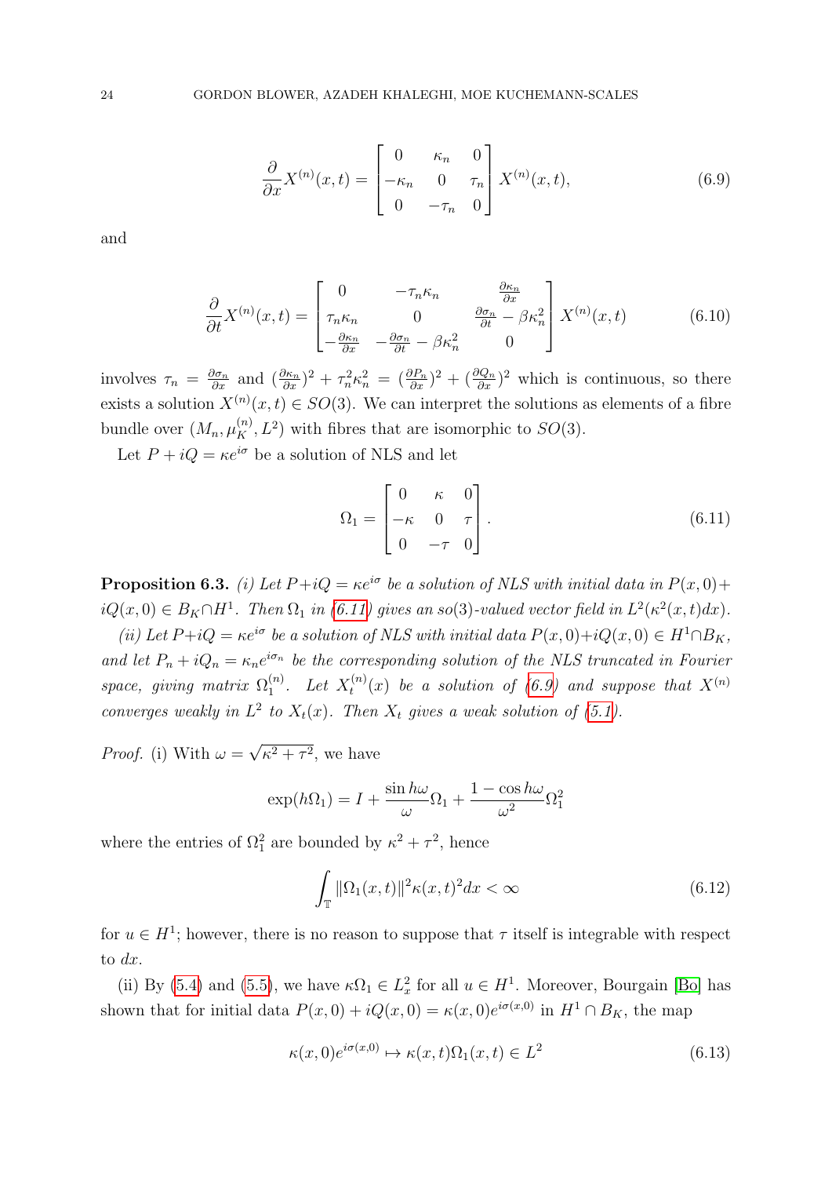$$\frac{\partial}{\partial x}X^{(n)}(x,t)=\begin{bmatrix}0&\kappa_n&0\\-\kappa_n&0&\tau_n\\0&-\tau_n&0\end{bmatrix}X^{(n)}(x,t), \tag{6.9}$$

and

$$\frac{\partial}{\partial t}X^{(n)}(x,t)=\begin{bmatrix}0&-\tau_n\kappa_n&\frac{\partial\kappa_n}{\partial x}\\ \tau_n\kappa_n&0&\frac{\partial\sigma_n}{\partial t}-\beta\kappa_n^2\\ -\frac{\partial\kappa_n}{\partial x}&-\frac{\partial\sigma_n}{\partial t}-\beta\kappa_n^2&0\end{bmatrix}X^{(n)}(x,t) \tag{6.10}$$

involves $\tau_n=\frac{\partial\sigma_n}{\partial x}$ and $(\frac{\partial\kappa_n}{\partial x})^2+\tau_n^2\kappa_n^2=(\frac{\partial P_n}{\partial x})^2+(\frac{\partial Q_n}{\partial x})^2$ which is continuous, so there exists a solution $X^{(n)}(x,t)\in SO(3)$. We can interpret the solutions as elements of a fibre bundle over $(M_n,\mu_K^{(n)},L^2)$ with fibres that are isomorphic to $SO(3)$.

Let $P+iQ=\kappa e^{i\sigma}$ be a solution of NLS and let

$$\Omega_1=\begin{bmatrix}0&\kappa&0\\-\kappa&0&\tau\\0&-\tau&0\end{bmatrix}. \tag{6.11}$$

**Proposition 6.3.** *(i) Let $P+iQ=\kappa e^{i\sigma}$ be a solution of NLS with initial data in $P(x,0)+iQ(x,0)\in B_K\cap H^1$. Then $\Omega_1$ in (6.11) gives an $so(3)$-valued vector field in $L^2(\kappa^2(x,t)dx)$.*

*(ii) Let $P+iQ=\kappa e^{i\sigma}$ be a solution of NLS with initial data $P(x,0)+iQ(x,0)\in H^1\cap B_K$, and let $P_n+iQ_n=\kappa_ne^{i\sigma_n}$ be the corresponding solution of the NLS truncated in Fourier space, giving matrix $\Omega_1^{(n)}$. Let $X_t^{(n)}(x)$ be a solution of (6.9) and suppose that $X^{(n)}$ converges weakly in $L^2$ to $X_t(x)$. Then $X_t$ gives a weak solution of (5.1).*

*Proof.* (i) With $\omega=\sqrt{\kappa^2+\tau^2}$, we have

$$\exp(h\Omega_1)=I+\frac{\sin h\omega}{\omega}\Omega_1+\frac{1-\cos h\omega}{\omega^2}\Omega_1^2$$

where the entries of $\Omega_1^2$ are bounded by $\kappa^2+\tau^2$, hence

$$\int_{\mathbb{T}}\|\Omega_1(x,t)\|^2\kappa(x,t)^2dx<\infty \tag{6.12}$$

for $u\in H^1$; however, there is no reason to suppose that $\tau$ itself is integrable with respect to $dx$.

(ii) By (5.4) and (5.5), we have $\kappa\Omega_1\in L^2_x$ for all $u\in H^1$. Moreover, Bourgain [Bo] has shown that for initial data $P(x,0)+iQ(x,0)=\kappa(x,0)e^{i\sigma(x,0)}$ in $H^1\cap B_K$, the map

$$\kappa(x,0)e^{i\sigma(x,0)}\mapsto\kappa(x,t)\Omega_1(x,t)\in L^2 \tag{6.13}$$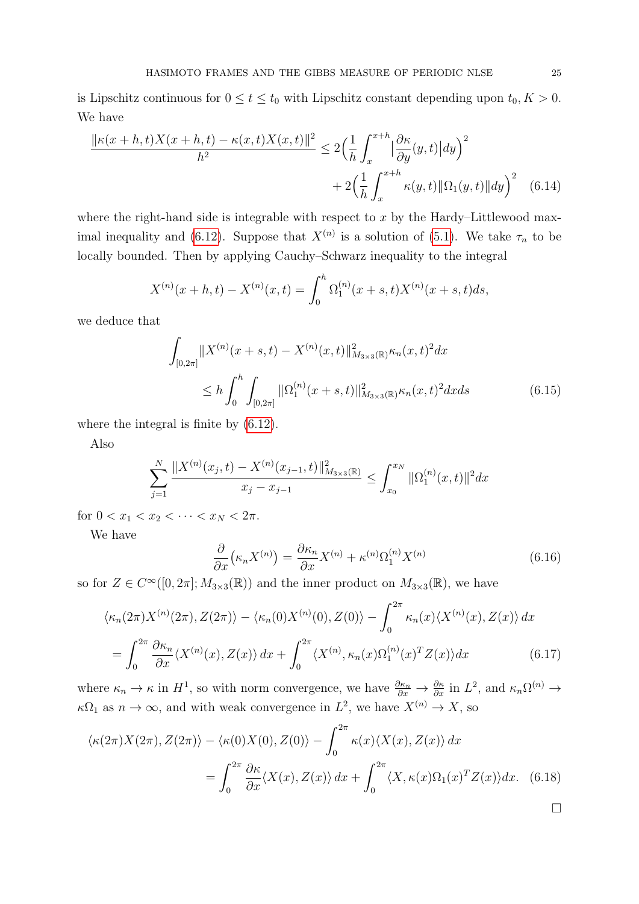is Lipschitz continuous for $0 \leq t \leq t_0$ with Lipschitz constant depending upon $t_0, K > 0$. We have

$$\frac{\|\kappa(x+h,t)X(x+h,t) - \kappa(x,t)X(x,t)\|^2}{h^2} \leq 2\Big(\frac{1}{h}\int_x^{x+h}\big|\frac{\partial \kappa}{\partial y}(y,t)\big|dy\Big)^2 + 2\Big(\frac{1}{h}\int_x^{x+h}\kappa(y,t)\|\Omega_1(y,t)\|dy\Big)^2 \quad (6.14)$$

where the right-hand side is integrable with respect to $x$ by the Hardy–Littlewood maximal inequality and (6.12). Suppose that $X^{(n)}$ is a solution of (5.1). We take $\tau_n$ to be locally bounded. Then by applying Cauchy–Schwarz inequality to the integral

$$X^{(n)}(x+h,t) - X^{(n)}(x,t) = \int_0^h \Omega_1^{(n)}(x+s,t)X^{(n)}(x+s,t)ds,$$

we deduce that

$$\int_{[0,2\pi]} \|X^{(n)}(x+s,t) - X^{(n)}(x,t)\|^2_{M_{3\times 3}(\mathbb{R})}\kappa_n(x,t)^2 dx \leq h\int_0^h \int_{[0,2\pi]} \|\Omega_1^{(n)}(x+s,t)\|^2_{M_{3\times 3}(\mathbb{R})}\kappa_n(x,t)^2 dx ds \quad (6.15)$$

where the integral is finite by (6.12).

Also

$$\sum_{j=1}^N \frac{\|X^{(n)}(x_j,t) - X^{(n)}(x_{j-1},t)\|^2_{M_{3\times 3}(\mathbb{R})}}{x_j - x_{j-1}} \leq \int_{x_0}^{x_N} \|\Omega_1^{(n)}(x,t)\|^2 dx$$

for $0 < x_1 < x_2 < \dots < x_N < 2\pi$.

We have

$$\frac{\partial}{\partial x}\big(\kappa_n X^{(n)}\big) = \frac{\partial \kappa_n}{\partial x}X^{(n)} + \kappa^{(n)}\Omega_1^{(n)}X^{(n)} \quad (6.16)$$

so for $Z \in C^\infty([0,2\pi]; M_{3\times 3}(\mathbb{R}))$ and the inner product on $M_{3\times 3}(\mathbb{R})$, we have

$$\langle \kappa_n(2\pi)X^{(n)}(2\pi), Z(2\pi)\rangle - \langle \kappa_n(0)X^{(n)}(0), Z(0)\rangle - \int_0^{2\pi} \kappa_n(x)\langle X^{(n)}(x), Z(x)\rangle\, dx = \int_0^{2\pi} \frac{\partial \kappa_n}{\partial x}\langle X^{(n)}(x), Z(x)\rangle\, dx + \int_0^{2\pi} \langle X^{(n)}, \kappa_n(x)\Omega_1^{(n)}(x)^T Z(x)\rangle dx \quad (6.17)$$

where $\kappa_n \to \kappa$ in $H^1$, so with norm convergence, we have $\frac{\partial \kappa_n}{\partial x} \to \frac{\partial \kappa}{\partial x}$ in $L^2$, and $\kappa_n \Omega^{(n)} \to \kappa\Omega_1$ as $n \to \infty$, and with weak convergence in $L^2$, we have $X^{(n)} \to X$, so

$$\langle \kappa(2\pi)X(2\pi), Z(2\pi)\rangle - \langle \kappa(0)X(0), Z(0)\rangle - \int_0^{2\pi} \kappa(x)\langle X(x), Z(x)\rangle\, dx = \int_0^{2\pi} \frac{\partial \kappa}{\partial x}\langle X(x), Z(x)\rangle\, dx + \int_0^{2\pi} \langle X, \kappa(x)\Omega_1(x)^T Z(x)\rangle dx. \quad (6.18)$$

□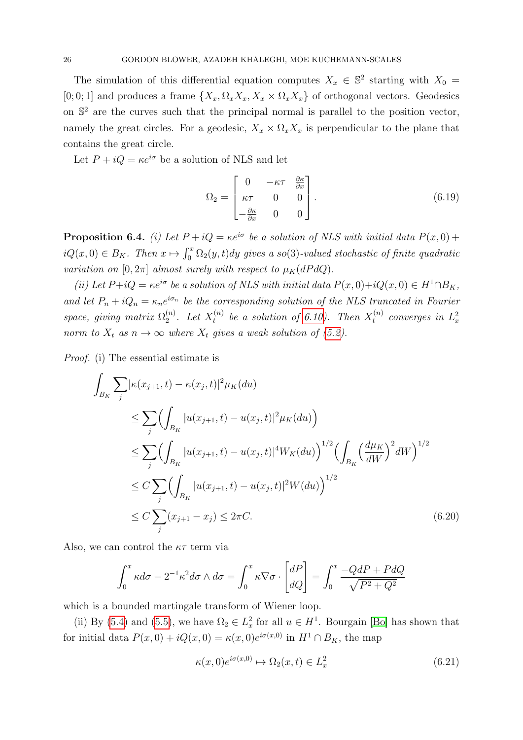The simulation of this differential equation computes $X_x \in \mathbb{S}^2$ starting with $X_0 = [0; 0; 1]$ and produces a frame $\{X_x, \Omega_x X_x, X_x \times \Omega_x X_x\}$ of orthogonal vectors. Geodesics on $\mathbb{S}^2$ are the curves such that the principal normal is parallel to the position vector, namely the great circles. For a geodesic, $X_x \times \Omega_x X_x$ is perpendicular to the plane that contains the great circle.

Let $P + iQ = \kappa e^{i\sigma}$ be a solution of NLS and let

$$\Omega_2 = \begin{bmatrix} 0 & -\kappa\tau & \frac{\partial \kappa}{\partial x} \\ \kappa\tau & 0 & 0 \\ -\frac{\partial \kappa}{\partial x} & 0 & 0 \end{bmatrix}. \tag{6.19}$$

**Proposition 6.4.** *(i) Let $P + iQ = \kappa e^{i\sigma}$ be a solution of NLS with initial data $P(x,0) + iQ(x,0) \in B_K$. Then $x \mapsto \int_0^x \Omega_2(y,t)dy$ gives a $so(3)$-valued stochastic of finite quadratic variation on $[0, 2\pi]$ almost surely with respect to $\mu_K(dPdQ)$.*

*(ii) Let $P+iQ = \kappa e^{i\sigma}$ be a solution of NLS with initial data $P(x,0)+iQ(x,0) \in H^1 \cap B_K$, and let $P_n + iQ_n = \kappa_n e^{i\sigma_n}$ be the corresponding solution of the NLS truncated in Fourier space, giving matrix $\Omega_2^{(n)}$. Let $X_t^{(n)}$ be a solution of 6.10). Then $X_t^{(n)}$ converges in $L^2_x$ norm to $X_t$ as $n \to \infty$ where $X_t$ gives a weak solution of (5.2).*

*Proof.* (i) The essential estimate is

$$\begin{aligned}
\int_{B_K} \sum_j &|\kappa(x_{j+1}, t) - \kappa(x_j, t)|^2 \mu_K(du) \\
&\leq \sum_j \Big( \int_{B_K} |u(x_{j+1}, t) - u(x_j, t)|^2 \mu_K(du) \Big) \\
&\leq \sum_j \Big( \int_{B_K} |u(x_{j+1}, t) - u(x_j, t)|^4 W_K(du) \Big)^{1/2} \Big( \int_{B_K} \Big( \frac{d\mu_K}{dW} \Big)^2 dW \Big)^{1/2} \\
&\leq C \sum_j \Big( \int_{B_K} |u(x_{j+1}, t) - u(x_j, t)|^2 W(du) \Big)^{1/2} \\
&\leq C \sum_j (x_{j+1} - x_j) \leq 2\pi C.
\end{aligned} \tag{6.20}$$

Also, we can control the $\kappa\tau$ term via

$$\int_0^x \kappa d\sigma - 2^{-1}\kappa^2 d\sigma \wedge d\sigma = \int_0^x \kappa \nabla \sigma \cdot \begin{bmatrix} dP \\ dQ \end{bmatrix} = \int_0^x \frac{-QdP + PdQ}{\sqrt{P^2 + Q^2}}$$

which is a bounded martingale transform of Wiener loop.

(ii) By (5.4) and (5.5), we have $\Omega_2 \in L^2_x$ for all $u \in H^1$. Bourgain [Bo] has shown that for initial data $P(x,0) + iQ(x,0) = \kappa(x,0)e^{i\sigma(x,0)}$ in $H^1 \cap B_K$, the map

$$\kappa(x,0)e^{i\sigma(x,0)} \mapsto \Omega_2(x,t) \in L^2_x \tag{6.21}$$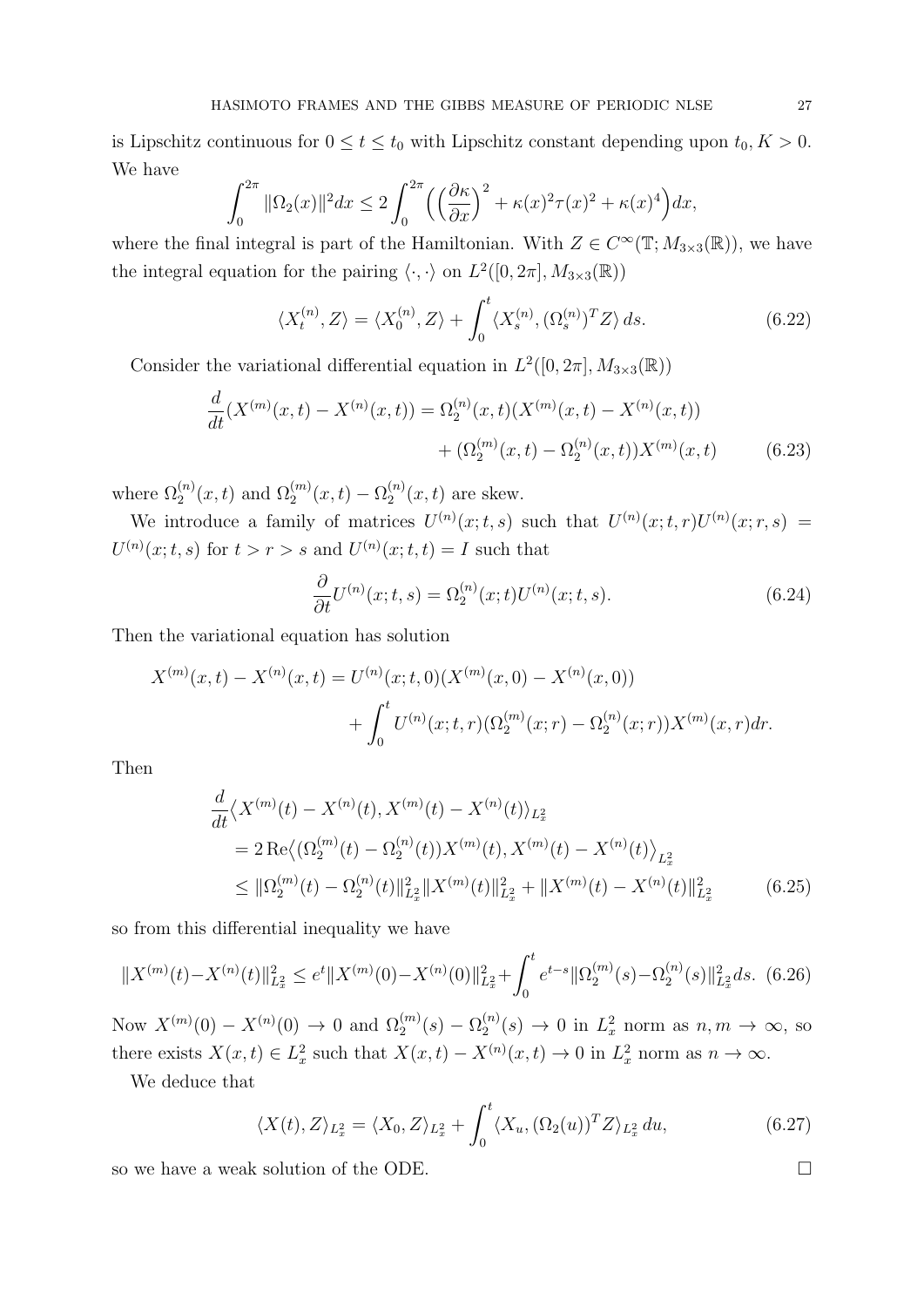is Lipschitz continuous for $0 \leq t \leq t_0$ with Lipschitz constant depending upon $t_0, K > 0$. We have

$$\int_0^{2\pi} \|\Omega_2(x)\|^2 dx \leq 2\int_0^{2\pi} \Big( \Big(\frac{\partial \kappa}{\partial x}\Big)^2 + \kappa(x)^2\tau(x)^2 + \kappa(x)^4\Big) dx,$$

where the final integral is part of the Hamiltonian. With $Z \in C^\infty(\mathbb{T}; M_{3\times 3}(\mathbb{R}))$, we have the integral equation for the pairing $\langle \cdot, \cdot \rangle$ on $L^2([0, 2\pi], M_{3\times 3}(\mathbb{R}))$

$$\langle X_t^{(n)}, Z\rangle = \langle X_0^{(n)}, Z\rangle + \int_0^t \langle X_s^{(n)}, (\Omega_s^{(n)})^T Z\rangle \, ds. \tag{6.22}$$

Consider the variational differential equation in $L^2([0, 2\pi], M_{3\times 3}(\mathbb{R}))$

$$\begin{aligned} \frac{d}{dt}(X^{(m)}(x,t) - X^{(n)}(x,t)) &= \Omega_2^{(n)}(x,t)(X^{(m)}(x,t) - X^{(n)}(x,t)) \\ &\quad + (\Omega_2^{(m)}(x,t) - \Omega_2^{(n)}(x,t))X^{(m)}(x,t) \end{aligned} \tag{6.23}$$

where $\Omega_2^{(n)}(x,t)$ and $\Omega_2^{(m)}(x,t) - \Omega_2^{(n)}(x,t)$ are skew.

We introduce a family of matrices $U^{(n)}(x;t,s)$ such that $U^{(n)}(x;t,r)U^{(n)}(x;r,s) = U^{(n)}(x;t,s)$ for $t > r > s$ and $U^{(n)}(x;t,t) = I$ such that

$$\frac{\partial}{\partial t} U^{(n)}(x;t,s) = \Omega_2^{(n)}(x;t)U^{(n)}(x;t,s). \tag{6.24}$$

Then the variational equation has solution

$$\begin{aligned} X^{(m)}(x,t) - X^{(n)}(x,t) &= U^{(n)}(x;t,0)(X^{(m)}(x,0) - X^{(n)}(x,0)) \\ &\quad + \int_0^t U^{(n)}(x;t,r)(\Omega_2^{(m)}(x;r) - \Omega_2^{(n)}(x;r))X^{(m)}(x,r)dr. \end{aligned}$$

Then

$$\begin{aligned} &\frac{d}{dt}\big\langle X^{(m)}(t) - X^{(n)}(t), X^{(m)}(t) - X^{(n)}(t)\rangle_{L^2_x} \\ &= 2\,\mathrm{Re}\big\langle (\Omega_2^{(m)}(t) - \Omega_2^{(n)}(t))X^{(m)}(t), X^{(m)}(t) - X^{(n)}(t)\big\rangle_{L^2_x} \\ &\leq \|\Omega_2^{(m)}(t) - \Omega_2^{(n)}(t)\|^2_{L^2_x}\|X^{(m)}(t)\|^2_{L^2_x} + \|X^{(m)}(t) - X^{(n)}(t)\|^2_{L^2_x} \end{aligned} \tag{6.25}$$

so from this differential inequality we have

$$\|X^{(m)}(t) - X^{(n)}(t)\|^2_{L^2_x} \leq e^t\|X^{(m)}(0) - X^{(n)}(0)\|^2_{L^2_x} + \int_0^t e^{t-s}\|\Omega_2^{(m)}(s) - \Omega_2^{(n)}(s)\|^2_{L^2_x} ds. \tag{6.26}$$

Now $X^{(m)}(0) - X^{(n)}(0) \to 0$ and $\Omega_2^{(m)}(s) - \Omega_2^{(n)}(s) \to 0$ in $L^2_x$ norm as $n, m \to \infty$, so there exists $X(x,t) \in L^2_x$ such that $X(x,t) - X^{(n)}(x,t) \to 0$ in $L^2_x$ norm as $n \to \infty$.

We deduce that

$$\langle X(t), Z\rangle_{L^2_x} = \langle X_0, Z\rangle_{L^2_x} + \int_0^t \langle X_u, (\Omega_2(u))^T Z\rangle_{L^2_x} \, du, \tag{6.27}$$

so we have a weak solution of the ODE. $\square$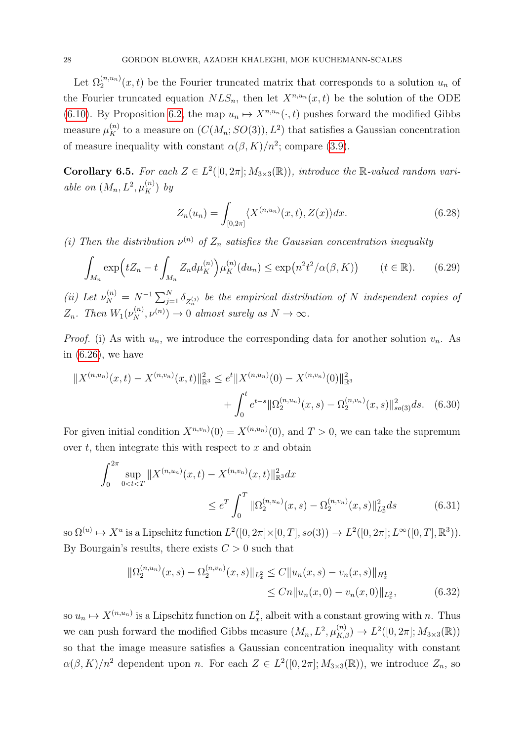Let $\Omega_2^{(n,u_n)}(x,t)$ be the Fourier truncated matrix that corresponds to a solution $u_n$ of the Fourier truncated equation $NLS_n$, then let $X^{n,u_n}(x,t)$ be the solution of the ODE (6.10). By Proposition 6.2, the map $u_n \mapsto X^{n,u_n}(\cdot,t)$ pushes forward the modified Gibbs measure $\mu_K^{(n)}$ to a measure on $(C(M_n; SO(3)), L^2)$ that satisfies a Gaussian concentration of measure inequality with constant $\alpha(\beta,K)/n^2$; compare (3.9).

**Corollary 6.5.** *For each $Z \in L^2([0,2\pi]; M_{3\times 3}(\mathbb{R}))$, introduce the $\mathbb{R}$-valued random variable on $(M_n, L^2, \mu_K^{(n)})$ by*

$$Z_n(u_n) = \int_{[0,2\pi]} \langle X^{(n,u_n)}(x,t), Z(x)\rangle dx. \tag{6.28}$$

*(i) Then the distribution $\nu^{(n)}$ of $Z_n$ satisfies the Gaussian concentration inequality*

$$\int_{M_n} \exp\Big(tZ_n - t\int_{M_n} Z_n d\mu_K^{(n)}\Big)\mu_K^{(n)}(du_n) \leq \exp\big(n^2t^2/\alpha(\beta,K)\big) \qquad (t\in\mathbb{R}). \tag{6.29}$$

*(ii) Let $\nu_N^{(n)} = N^{-1}\sum_{j=1}^N \delta_{Z_n^{(j)}}$ be the empirical distribution of $N$ independent copies of $Z_n$. Then $W_1(\nu_N^{(n)}, \nu^{(n)}) \to 0$ almost surely as $N\to\infty$.*

*Proof.* (i) As with $u_n$, we introduce the corresponding data for another solution $v_n$. As in (6.26), we have

$$\begin{aligned}\|X^{(n,u_n)}(x,t) - X^{(n,v_n)}(x,t)\|^2_{\mathbb{R}^3} &\leq e^t\|X^{(n,u_n)}(0) - X^{(n,v_n)}(0)\|^2_{\mathbb{R}^3} \\ &\quad + \int_0^t e^{t-s}\|\Omega_2^{(n,u_n)}(x,s) - \Omega_2^{(n,v_n)}(x,s)\|^2_{so(3)}ds. \end{aligned}\tag{6.30}$$

For given initial condition $X^{n,v_n)}(0) = X^{(n,u_n)}(0)$, and $T>0$, we can take the supremum over $t$, then integrate this with respect to $x$ and obtain

$$\begin{aligned}\int_0^{2\pi}\sup_{0<t<T}\|X^{(n,u_n)}(x,t) - X^{(n,v_n)}(x,t)\|^2_{\mathbb{R}^3}dx \\ \leq e^T\int_0^T \|\Omega_2^{(n,u_n)}(x,s) - \Omega_2^{(n,v_n)}(x,s)\|^2_{L^2_x}ds\end{aligned}\tag{6.31}$$

so $\Omega^{(u)} \mapsto X^u$ is a Lipschitz function $L^2([0,2\pi]\times[0,T], so(3)) \to L^2([0,2\pi]; L^\infty([0,T],\mathbb{R}^3))$. By Bourgain's results, there exists $C>0$ such that

$$\begin{aligned}\|\Omega_2^{(n,u_n)}(x,s) - \Omega_2^{(n,v_n)}(x,s)\|_{L^2_x} &\leq C\|u_n(x,s) - v_n(x,s)\|_{H^1_x} \\ &\leq Cn\|u_n(x,0) - v_n(x,0)\|_{L^2_x},\end{aligned}\tag{6.32}$$

so $u_n \mapsto X^{(n,u_n)}$ is a Lipschitz function on $L^2_x$, albeit with a constant growing with $n$. Thus we can push forward the modified Gibbs measure $(M_n, L^2, \mu_{K,\beta}^{(n)}) \to L^2([0,2\pi]; M_{3\times 3}(\mathbb{R}))$ so that the image measure satisfies a Gaussian concentration inequality with constant $\alpha(\beta,K)/n^2$ dependent upon $n$. For each $Z \in L^2([0,2\pi]; M_{3\times 3}(\mathbb{R}))$, we introduce $Z_n$, so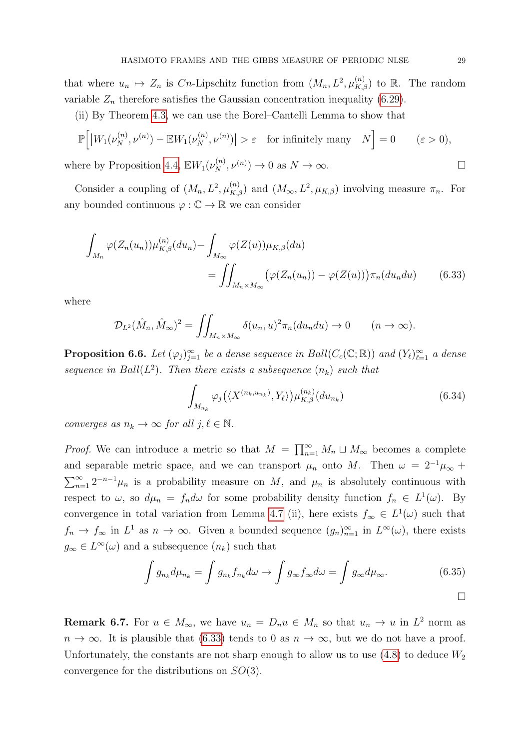that where $u_n \mapsto Z_n$ is $Cn$-Lipschitz function from $(M_n, L^2, \mu^{(n)}_{K,\beta})$ to $\mathbb{R}$. The random variable $Z_n$ therefore satisfies the Gaussian concentration inequality (6.29).

(ii) By Theorem 4.3, we can use the Borel–Cantelli Lemma to show that

$$\mathbb{P}\Big[ \big| W_1(\nu^{(n)}_N, \nu^{(n)}) - \mathbb{E}W_1(\nu^{(n)}_N, \nu^{(n)}) \big| > \varepsilon \quad \text{for infinitely many} \quad N \Big] = 0 \qquad (\varepsilon > 0),$$

where by Proposition 4.4, $\mathbb{E}W_1(\nu^{(n)}_N, \nu^{(n)}) \to 0$ as $N \to \infty$. $\square$

Consider a coupling of $(M_n, L^2, \mu^{(n)}_{K,\beta})$ and $(M_\infty, L^2, \mu_{K,\beta})$ involving measure $\pi_n$. For any bounded continuous $\varphi : \mathbb{C} \to \mathbb{R}$ we can consider

$$\int_{M_n} \varphi(Z_n(u_n))\mu^{(n)}_{K,\beta}(du_n) - \int_{M_\infty} \varphi(Z(u))\mu_{K,\beta}(du) = \iint_{M_n \times M_\infty} \big(\varphi(Z_n(u_n)) - \varphi(Z(u))\big)\pi_n(du_n du) \tag{6.33}$$

where

$$\mathcal{D}_{L^2}(\hat{M}_n, \hat{M}_\infty)^2 = \iint_{M_n \times M_\infty} \delta(u_n, u)^2 \pi_n(du_n du) \to 0 \qquad (n \to \infty).$$

**Proposition 6.6.** *Let $(\varphi_j)_{j=1}^\infty$ be a dense sequence in $Ball(C_c(\mathbb{C};\mathbb{R}))$ and $(Y_\ell)_{\ell=1}^\infty$ a dense sequence in $Ball(L^2)$. Then there exists a subsequence $(n_k)$ such that*

$$\int_{M_{n_k}} \varphi_j\big(\langle X^{(n_k, u_{n_k})}, Y_\ell\rangle\big)\mu^{(n_k)}_{K,\beta}(du_{n_k}) \tag{6.34}$$

*converges as $n_k \to \infty$ for all $j, \ell \in \mathbb{N}$.*

*Proof.* We can introduce a metric so that $M = \prod_{n=1}^\infty M_n \sqcup M_\infty$ becomes a complete and separable metric space, and we can transport $\mu_n$ onto $M$. Then $\omega = 2^{-1}\mu_\infty + \sum_{n=1}^\infty 2^{-n-1}\mu_n$ is a probability measure on $M$, and $\mu_n$ is absolutely continuous with respect to $\omega$, so $d\mu_n = f_n d\omega$ for some probability density function $f_n \in L^1(\omega)$. By convergence in total variation from Lemma 4.7 (ii), here exists $f_\infty \in L^1(\omega)$ such that $f_n \to f_\infty$ in $L^1$ as $n \to \infty$. Given a bounded sequence $(g_n)_{n=1}^\infty$ in $L^\infty(\omega)$, there exists $g_\infty \in L^\infty(\omega)$ and a subsequence $(n_k)$ such that

$$\int g_{n_k} d\mu_{n_k} = \int g_{n_k} f_{n_k} d\omega \to \int g_\infty f_\infty d\omega = \int g_\infty d\mu_\infty. \tag{6.35}$$

$\square$

**Remark 6.7.** For $u \in M_\infty$, we have $u_n = D_n u \in M_n$ so that $u_n \to u$ in $L^2$ norm as $n \to \infty$. It is plausible that (6.33) tends to 0 as $n \to \infty$, but we do not have a proof. Unfortunately, the constants are not sharp enough to allow us to use (4.8) to deduce $W_2$ convergence for the distributions on $SO(3)$.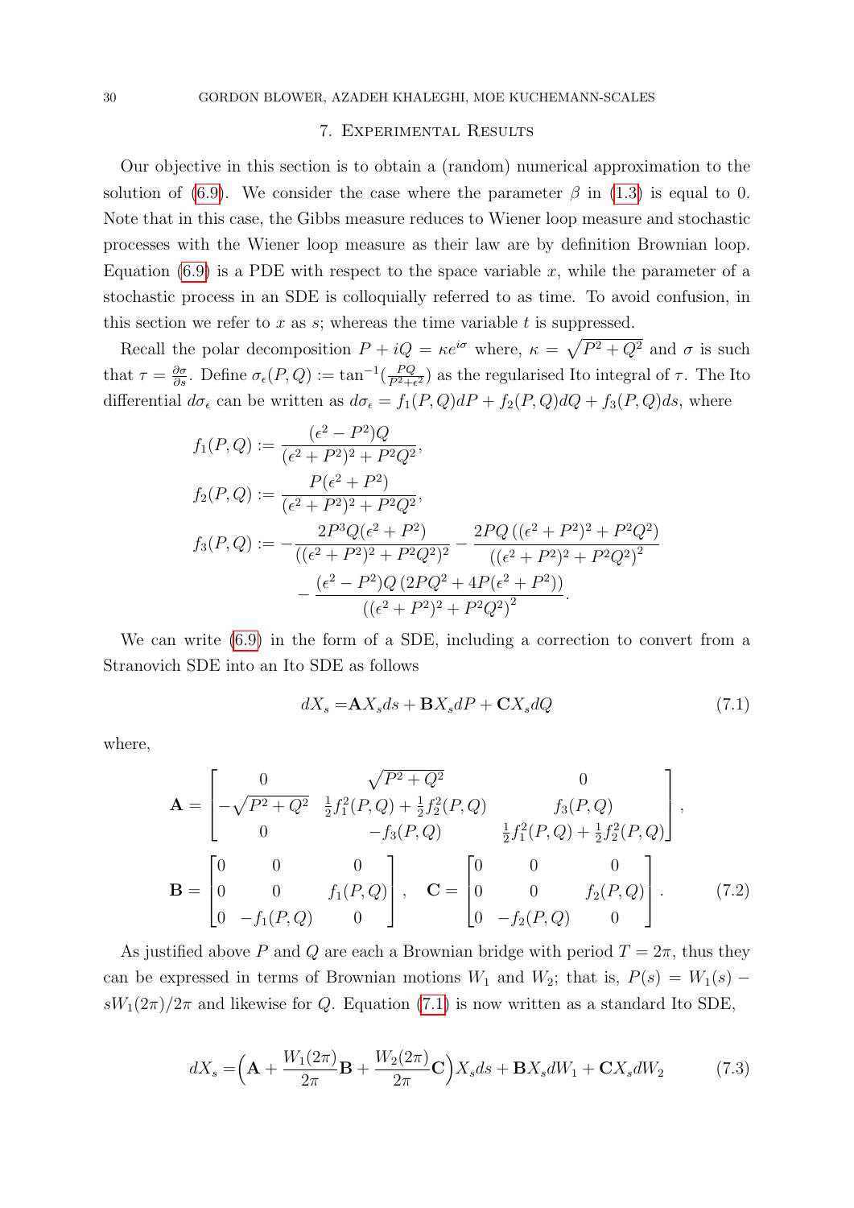## 7. Experimental Results

Our objective in this section is to obtain a (random) numerical approximation to the solution of (6.9). We consider the case where the parameter $\beta$ in (1.3) is equal to 0. Note that in this case, the Gibbs measure reduces to Wiener loop measure and stochastic processes with the Wiener loop measure as their law are by definition Brownian loop. Equation (6.9) is a PDE with respect to the space variable $x$, while the parameter of a stochastic process in an SDE is colloquially referred to as time. To avoid confusion, in this section we refer to $x$ as $s$; whereas the time variable $t$ is suppressed.

Recall the polar decomposition $P + iQ = \kappa e^{i\sigma}$ where, $\kappa = \sqrt{P^2 + Q^2}$ and $\sigma$ is such that $\tau = \frac{\partial \sigma}{\partial s}$. Define $\sigma_\epsilon(P, Q) := \tan^{-1}(\frac{PQ}{P^2+\epsilon^2})$ as the regularised Ito integral of $\tau$. The Ito differential $d\sigma_\epsilon$ can be written as $d\sigma_\epsilon = f_1(P, Q)dP + f_2(P, Q)dQ + f_3(P, Q)ds$, where

$$
\begin{aligned}
f_1(P, Q) &:= \frac{(\epsilon^2 - P^2)Q}{(\epsilon^2 + P^2)^2 + P^2Q^2}, \\
f_2(P, Q) &:= \frac{P(\epsilon^2 + P^2)}{(\epsilon^2 + P^2)^2 + P^2Q^2}, \\
f_3(P, Q) &:= -\frac{2P^3Q(\epsilon^2 + P^2)}{((\epsilon^2 + P^2)^2 + P^2Q^2)^2} - \frac{2PQ\left((\epsilon^2 + P^2)^2 + P^2Q^2\right)}{\left((\epsilon^2 + P^2)^2 + P^2Q^2\right)^2} \\
&\quad - \frac{(\epsilon^2 - P^2)Q\left(2PQ^2 + 4P(\epsilon^2 + P^2)\right)}{\left((\epsilon^2 + P^2)^2 + P^2Q^2\right)^2}.
\end{aligned}
$$

We can write (6.9) in the form of a SDE, including a correction to convert from a Stranovich SDE into an Ito SDE as follows

$$
dX_s = \mathbf{A}X_s ds + \mathbf{B}X_s dP + \mathbf{C}X_s dQ \tag{7.1}
$$

where,

$$
\mathbf{A} = \begin{bmatrix} 0 & \sqrt{P^2 + Q^2} & 0 \\ -\sqrt{P^2 + Q^2} & \frac{1}{2}f_1^2(P, Q) + \frac{1}{2}f_2^2(P, Q) & f_3(P, Q) \\ 0 & -f_3(P, Q) & \frac{1}{2}f_1^2(P, Q) + \frac{1}{2}f_2^2(P, Q) \end{bmatrix},
$$

$$
\mathbf{B} = \begin{bmatrix} 0 & 0 & 0 \\ 0 & 0 & f_1(P, Q) \\ 0 & -f_1(P, Q) & 0 \end{bmatrix}, \quad \mathbf{C} = \begin{bmatrix} 0 & 0 & 0 \\ 0 & 0 & f_2(P, Q) \\ 0 & -f_2(P, Q) & 0 \end{bmatrix}. \tag{7.2}
$$

As justified above $P$ and $Q$ are each a Brownian bridge with period $T = 2\pi$, thus they can be expressed in terms of Brownian motions $W_1$ and $W_2$; that is, $P(s) = W_1(s) - sW_1(2\pi)/2\pi$ and likewise for $Q$. Equation (7.1) is now written as a standard Ito SDE,

$$
dX_s = \Big(\mathbf{A} + \frac{W_1(2\pi)}{2\pi}\mathbf{B} + \frac{W_2(2\pi)}{2\pi}\mathbf{C}\Big)X_s ds + \mathbf{B}X_s dW_1 + \mathbf{C}X_s dW_2 \tag{7.3}
$$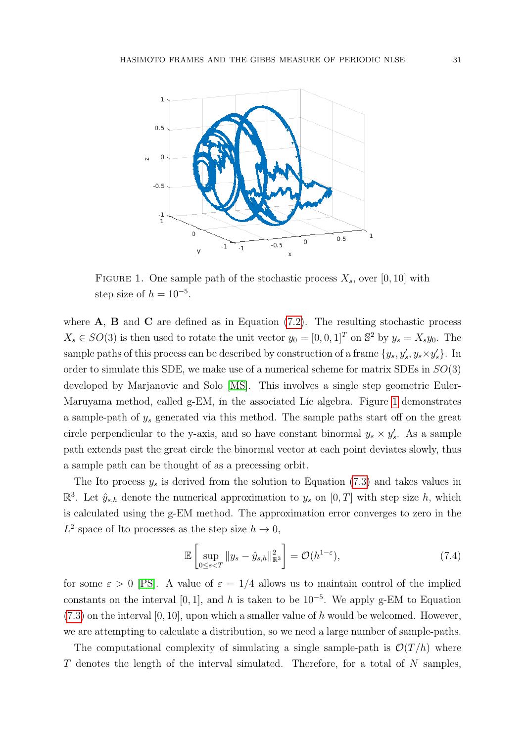FIGURE 1. One sample path of the stochastic process $X_s$, over $[0, 10]$ with step size of $h = 10^{-5}$.

where $\mathbf{A}$, $\mathbf{B}$ and $\mathbf{C}$ are defined as in Equation (7.2). The resulting stochastic process $X_s \in SO(3)$ is then used to rotate the unit vector $y_0 = [0, 0, 1]^T$ on $\mathbb{S}^2$ by $y_s = X_s y_0$. The sample paths of this process can be described by construction of a frame $\{y_s, y_s', y_s \times y_s'\}$. In order to simulate this SDE, we make use of a numerical scheme for matrix SDEs in $SO(3)$ developed by Marjanovic and Solo [MS]. This involves a single step geometric Euler-Maruyama method, called g-EM, in the associated Lie algebra. Figure 1 demonstrates a sample-path of $y_s$ generated via this method. The sample paths start off on the great circle perpendicular to the y-axis, and so have constant binormal $y_s \times y_s'$. As a sample path extends past the great circle the binormal vector at each point deviates slowly, thus a sample path can be thought of as a precessing orbit.

The Ito process $y_s$ is derived from the solution to Equation (7.3) and takes values in $\mathbb{R}^3$. Let $\hat{y}_{s,h}$ denote the numerical approximation to $y_s$ on $[0, T]$ with step size $h$, which is calculated using the g-EM method. The approximation error converges to zero in the $L^2$ space of Ito processes as the step size $h \to 0$,

$$\mathbb{E}\left[\sup_{0 \le s < T} \|y_s - \hat{y}_{s,h}\|^2_{\mathbb{R}^3}\right] = \mathcal{O}(h^{1-\varepsilon}), \tag{7.4}$$

for some $\varepsilon > 0$ [PS]. A value of $\varepsilon = 1/4$ allows us to maintain control of the implied constants on the interval $[0, 1]$, and $h$ is taken to be $10^{-5}$. We apply g-EM to Equation (7.3) on the interval $[0, 10]$, upon which a smaller value of $h$ would be welcomed. However, we are attempting to calculate a distribution, so we need a large number of sample-paths.

The computational complexity of simulating a single sample-path is $\mathcal{O}(T/h)$ where $T$ denotes the length of the interval simulated. Therefore, for a total of $N$ samples,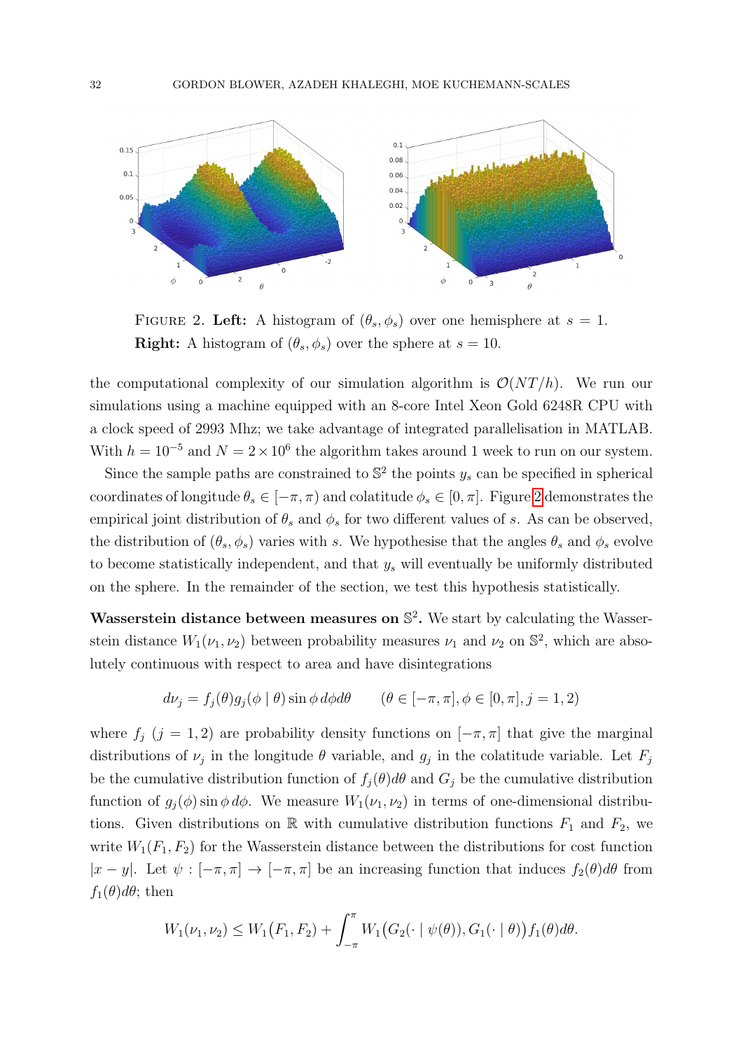FIGURE 2. **Left:** A histogram of $(\theta_s, \phi_s)$ over one hemisphere at $s = 1$. **Right:** A histogram of $(\theta_s, \phi_s)$ over the sphere at $s = 10$.

the computational complexity of our simulation algorithm is $\mathcal{O}(NT/h)$. We run our simulations using a machine equipped with an 8-core Intel Xeon Gold 6248R CPU with a clock speed of 2993 Mhz; we take advantage of integrated parallelisation in MATLAB. With $h = 10^{-5}$ and $N = 2 \times 10^6$ the algorithm takes around 1 week to run on our system.

Since the sample paths are constrained to $\mathbb{S}^2$ the points $y_s$ can be specified in spherical coordinates of longitude $\theta_s \in [-\pi, \pi)$ and colatitude $\phi_s \in [0, \pi]$. Figure 2 demonstrates the empirical joint distribution of $\theta_s$ and $\phi_s$ for two different values of $s$. As can be observed, the distribution of $(\theta_s, \phi_s)$ varies with $s$. We hypothesise that the angles $\theta_s$ and $\phi_s$ evolve to become statistically independent, and that $y_s$ will eventually be uniformly distributed on the sphere. In the remainder of the section, we test this hypothesis statistically.

**Wasserstein distance between measures on $\mathbb{S}^2$.** We start by calculating the Wasserstein distance $W_1(\nu_1, \nu_2)$ between probability measures $\nu_1$ and $\nu_2$ on $\mathbb{S}^2$, which are absolutely continuous with respect to area and have disintegrations

$$d\nu_j = f_j(\theta) g_j(\phi \mid \theta) \sin\phi \, d\phi d\theta \qquad (\theta \in [-\pi, \pi], \phi \in [0, \pi], j = 1, 2)$$

where $f_j$ $(j = 1, 2)$ are probability density functions on $[-\pi, \pi]$ that give the marginal distributions of $\nu_j$ in the longitude $\theta$ variable, and $g_j$ in the colatitude variable. Let $F_j$ be the cumulative distribution function of $f_j(\theta)d\theta$ and $G_j$ be the cumulative distribution function of $g_j(\phi)\sin\phi \, d\phi$. We measure $W_1(\nu_1, \nu_2)$ in terms of one-dimensional distributions. Given distributions on $\mathbb{R}$ with cumulative distribution functions $F_1$ and $F_2$, we write $W_1(F_1, F_2)$ for the Wasserstein distance between the distributions for cost function $|x - y|$. Let $\psi : [-\pi, \pi] \to [-\pi, \pi]$ be an increasing function that induces $f_2(\theta)d\theta$ from $f_1(\theta)d\theta$; then

$$W_1(\nu_1, \nu_2) \leq W_1\big(F_1, F_2\big) + \int_{-\pi}^{\pi} W_1\big(G_2(\cdot \mid \psi(\theta)), G_1(\cdot \mid \theta)\big) f_1(\theta) d\theta.$$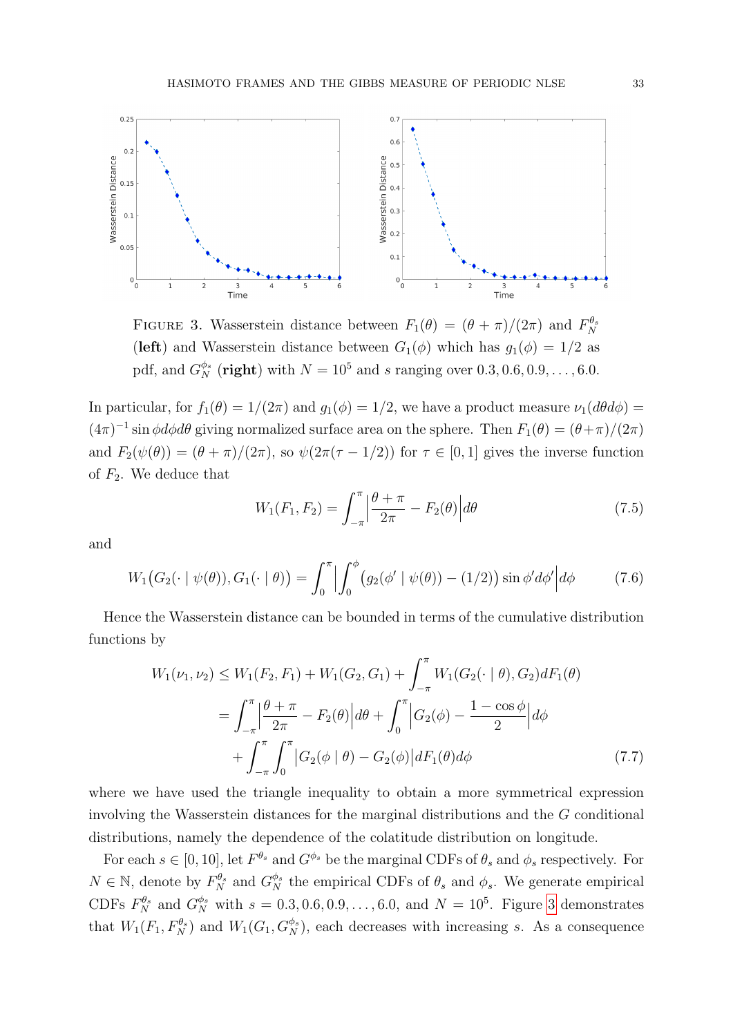FIGURE 3. Wasserstein distance between $F_1(\theta) = (\theta + \pi)/(2\pi)$ and $F_N^{\theta_s}$ (**left**) and Wasserstein distance between $G_1(\phi)$ which has $g_1(\phi) = 1/2$ as pdf, and $G_N^{\phi_s}$ (**right**) with $N = 10^5$ and $s$ ranging over $0.3, 0.6, 0.9, \dots, 6.0$.

In particular, for $f_1(\theta) = 1/(2\pi)$ and $g_1(\phi) = 1/2$, we have a product measure $\nu_1(d\theta d\phi) = (4\pi)^{-1} \sin\phi d\phi d\theta$ giving normalized surface area on the sphere. Then $F_1(\theta) = (\theta+\pi)/(2\pi)$ and $F_2(\psi(\theta)) = (\theta + \pi)/(2\pi)$, so $\psi(2\pi(\tau - 1/2))$ for $\tau \in [0, 1]$ gives the inverse function of $F_2$. We deduce that

$$W_1(F_1, F_2) = \int_{-\pi}^{\pi} \Big| \frac{\theta + \pi}{2\pi} - F_2(\theta) \Big| d\theta \tag{7.5}$$

and

$$W_1\big(G_2(\cdot \mid \psi(\theta)), G_1(\cdot \mid \theta)\big) = \int_0^{\pi} \Big| \int_0^{\phi} \big(g_2(\phi' \mid \psi(\theta)) - (1/2)\big) \sin\phi' d\phi' \Big| d\phi \tag{7.6}$$

Hence the Wasserstein distance can be bounded in terms of the cumulative distribution functions by

$$\begin{aligned} W_1(\nu_1, \nu_2) &\leq W_1(F_2, F_1) + W_1(G_2, G_1) + \int_{-\pi}^{\pi} W_1(G_2(\cdot \mid \theta), G_2) dF_1(\theta) \\ &= \int_{-\pi}^{\pi} \Big| \frac{\theta + \pi}{2\pi} - F_2(\theta) \Big| d\theta + \int_0^{\pi} \Big| G_2(\phi) - \frac{1 - \cos\phi}{2} \Big| d\phi \\ &\quad + \int_{-\pi}^{\pi} \int_0^{\pi} \big| G_2(\phi \mid \theta) - G_2(\phi) \big| dF_1(\theta) d\phi \end{aligned} \tag{7.7}$$

where we have used the triangle inequality to obtain a more symmetrical expression involving the Wasserstein distances for the marginal distributions and the $G$ conditional distributions, namely the dependence of the colatitude distribution on longitude.

For each $s \in [0, 10]$, let $F^{\theta_s}$ and $G^{\phi_s}$ be the marginal CDFs of $\theta_s$ and $\phi_s$ respectively. For $N \in \mathbb{N}$, denote by $F_N^{\theta_s}$ and $G_N^{\phi_s}$ the empirical CDFs of $\theta_s$ and $\phi_s$. We generate empirical CDFs $F_N^{\theta_s}$ and $G_N^{\phi_s}$ with $s = 0.3, 0.6, 0.9, \dots, 6.0$, and $N = 10^5$. Figure 3 demonstrates that $W_1(F_1, F_N^{\theta_s})$ and $W_1(G_1, G_N^{\phi_s})$, each decreases with increasing $s$. As a consequence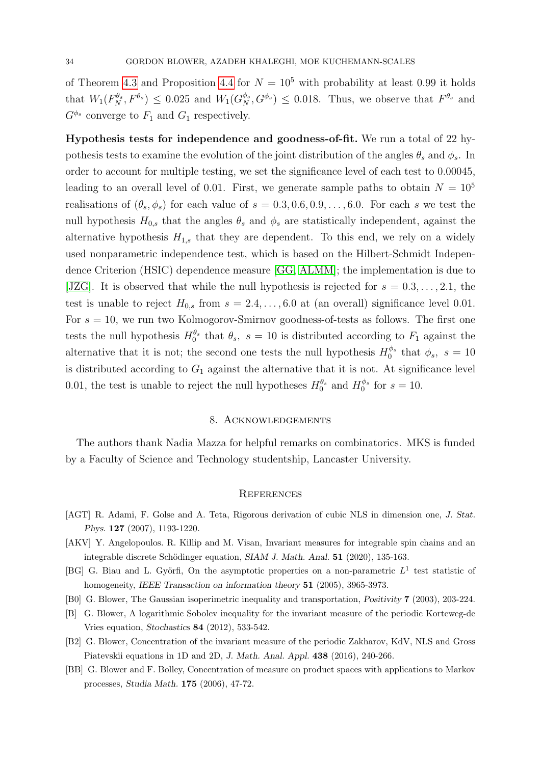of Theorem 4.3 and Proposition 4.4 for $N = 10^5$ with probability at least 0.99 it holds that $W_1(F_N^{\theta_s}, F^{\theta_s}) \leq 0.025$ and $W_1(G_N^{\phi_s}, G^{\phi_s}) \leq 0.018$. Thus, we observe that $F^{\theta_s}$ and $G^{\phi_s}$ converge to $F_1$ and $G_1$ respectively.

**Hypothesis tests for independence and goodness-of-fit.** We run a total of 22 hypothesis tests to examine the evolution of the joint distribution of the angles $\theta_s$ and $\phi_s$. In order to account for multiple testing, we set the significance level of each test to 0.00045, leading to an overall level of 0.01. First, we generate sample paths to obtain $N = 10^5$ realisations of $(\theta_s, \phi_s)$ for each value of $s = 0.3, 0.6, 0.9, \dots, 6.0$. For each $s$ we test the null hypothesis $H_{0,s}$ that the angles $\theta_s$ and $\phi_s$ are statistically independent, against the alternative hypothesis $H_{1,s}$ that they are dependent. To this end, we rely on a widely used nonparametric independence test, which is based on the Hilbert-Schmidt Independence Criterion (HSIC) dependence measure [GG, ALMM]; the implementation is due to [JZG]. It is observed that while the null hypothesis is rejected for $s = 0.3, \dots, 2.1$, the test is unable to reject $H_{0,s}$ from $s = 2.4, \dots, 6.0$ at (an overall) significance level 0.01. For $s = 10$, we run two Kolmogorov-Smirnov goodness-of-tests as follows. The first one tests the null hypothesis $H_0^{\theta_s}$ that $\theta_s,\ s = 10$ is distributed according to $F_1$ against the alternative that it is not; the second one tests the null hypothesis $H_0^{\phi_s}$ that $\phi_s,\ s = 10$ is distributed according to $G_1$ against the alternative that it is not. At significance level 0.01, the test is unable to reject the null hypotheses $H_0^{\theta_s}$ and $H_0^{\phi_s}$ for $s = 10$.

## 8. Acknowledgements

The authors thank Nadia Mazza for helpful remarks on combinatorics. MKS is funded by a Faculty of Science and Technology studentship, Lancaster University.

## References

[AGT] R. Adami, F. Golse and A. Teta, Rigorous derivation of cubic NLS in dimension one, *J. Stat. Phys.* **127** (2007), 1193-1220.

[AKV] Y. Angelopoulos. R. Killip and M. Visan, Invariant measures for integrable spin chains and an integrable discrete Schödinger equation, *SIAM J. Math. Anal.* **51** (2020), 135-163.

[BG] G. Biau and L. Györfi, On the asymptotic properties on a non-parametric $L^1$ test statistic of homogeneity, *IEEE Transaction on information theory* **51** (2005), 3965-3973.

[B0] G. Blower, The Gaussian isoperimetric inequality and transportation, *Positivity* **7** (2003), 203-224.

[B] G. Blower, A logarithmic Sobolev inequality for the invariant measure of the periodic Korteweg-de Vries equation, *Stochastics* **84** (2012), 533-542.

[B2] G. Blower, Concentration of the invariant measure of the periodic Zakharov, KdV, NLS and Gross Piatevskii equations in 1D and 2D, *J. Math. Anal. Appl.* **438** (2016), 240-266.

[BB] G. Blower and F. Bolley, Concentration of measure on product spaces with applications to Markov processes, *Studia Math.* **175** (2006), 47-72.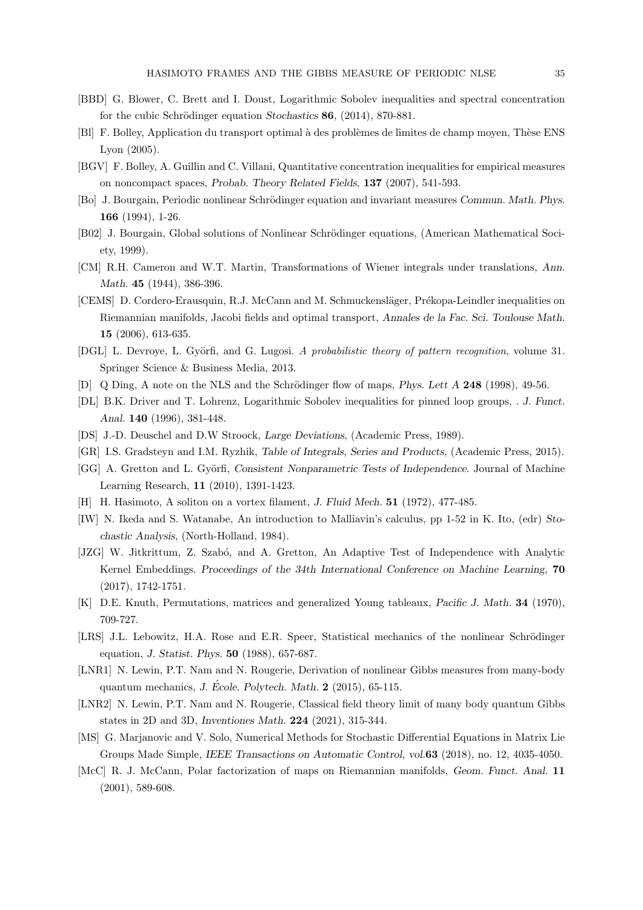[BBD] G. Blower, C. Brett and I. Doust, Logarithmic Sobolev inequalities and spectral concentration for the cubic Schrödinger equation *Stochastics* **86**, (2014), 870-881.

[Bl] F. Bolley, Application du transport optimal à des problèmes de limites de champ moyen, Thèse ENS Lyon (2005).

[BGV] F. Bolley, A. Guillin and C. Villani, Quantitative concentration inequalities for empirical measures on noncompact spaces, *Probab. Theory Related Fields*, **137** (2007), 541-593.

[Bo] J. Bourgain, Periodic nonlinear Schrödinger equation and invariant measures *Commun. Math. Phys.* **166** (1994), 1-26.

[B02] J. Bourgain, Global solutions of Nonlinear Schrödinger equations, (American Mathematical Society, 1999).

[CM] R.H. Cameron and W.T. Martin, Transformations of Wiener integrals under translations, *Ann. Math.* **45** (1944), 386-396.

[CEMS] D. Cordero-Erausquin, R.J. McCann and M. Schmuckensläger, Prékopa-Leindler inequalities on Riemannian manifolds, Jacobi fields and optimal transport, *Annales de la Fac. Sci. Toulouse Math.* **15** (2006), 613-635.

[DGL] L. Devroye, L. Györfi, and G. Lugosi. *A probabilistic theory of pattern recognition*, volume 31. Springer Science & Business Media, 2013.

[D] Q Ding, A note on the NLS and the Schrödinger flow of maps, *Phys. Lett A* **248** (1998), 49-56.

[DL] B.K. Driver and T. Lohrenz, Logarithmic Sobolev inequalities for pinned loop groups, . *J. Funct. Anal.* **140** (1996), 381-448.

[DS] J.-D. Deuschel and D.W Stroock, *Large Deviations*, (Academic Press, 1989).

[GR] I.S. Gradsteyn and I.M. Ryzhik, *Table of Integrals, Series and Products*, (Academic Press, 2015).

[GG] A. Gretton and L. Györfi, *Consistent Nonparametric Tests of Independence*. Journal of Machine Learning Research, **11** (2010), 1391-1423.

[H] H. Hasimoto, A soliton on a vortex filament, *J. Fluid Mech.* **51** (1972), 477-485.

[IW] N. Ikeda and S. Watanabe, An introduction to Malliavin's calculus, pp 1-52 in K. Ito, (edr) *Stochastic Analysis*, (North-Holland, 1984).

[JZG] W. Jitkrittum, Z. Szabó, and A. Gretton, An Adaptive Test of Independence with Analytic Kernel Embeddings. *Proceedings of the 34th International Conference on Machine Learning*, **70** (2017), 1742-1751.

[K] D.E. Knuth, Permutations, matrices and generalized Young tableaux, *Pacific J. Math.* **34** (1970), 709-727.

[LRS] J.L. Lebowitz, H.A. Rose and E.R. Speer, Statistical mechanics of the nonlinear Schrödinger equation, *J. Statist. Phys.* **50** (1988), 657-687.

[LNR1] N. Lewin, P.T. Nam and N. Rougerie, Derivation of nonlinear Gibbs measures from many-body quantum mechanics, *J. École. Polytech. Math.* **2** (2015), 65-115.

[LNR2] N. Lewin, P.T. Nam and N. Rougerie, Classical field theory limit of many body quantum Gibbs states in 2D and 3D, *Inventiones Math.* **224** (2021), 315-344.

[MS] G. Marjanovic and V. Solo, Numerical Methods for Stochastic Differential Equations in Matrix Lie Groups Made Simple, *IEEE Transactions on Automatic Control, vol.***63** (2018), no. 12, 4035-4050.

[McC] R. J. McCann, Polar factorization of maps on Riemannian manifolds, *Geom. Funct. Anal.* **11** (2001), 589-608.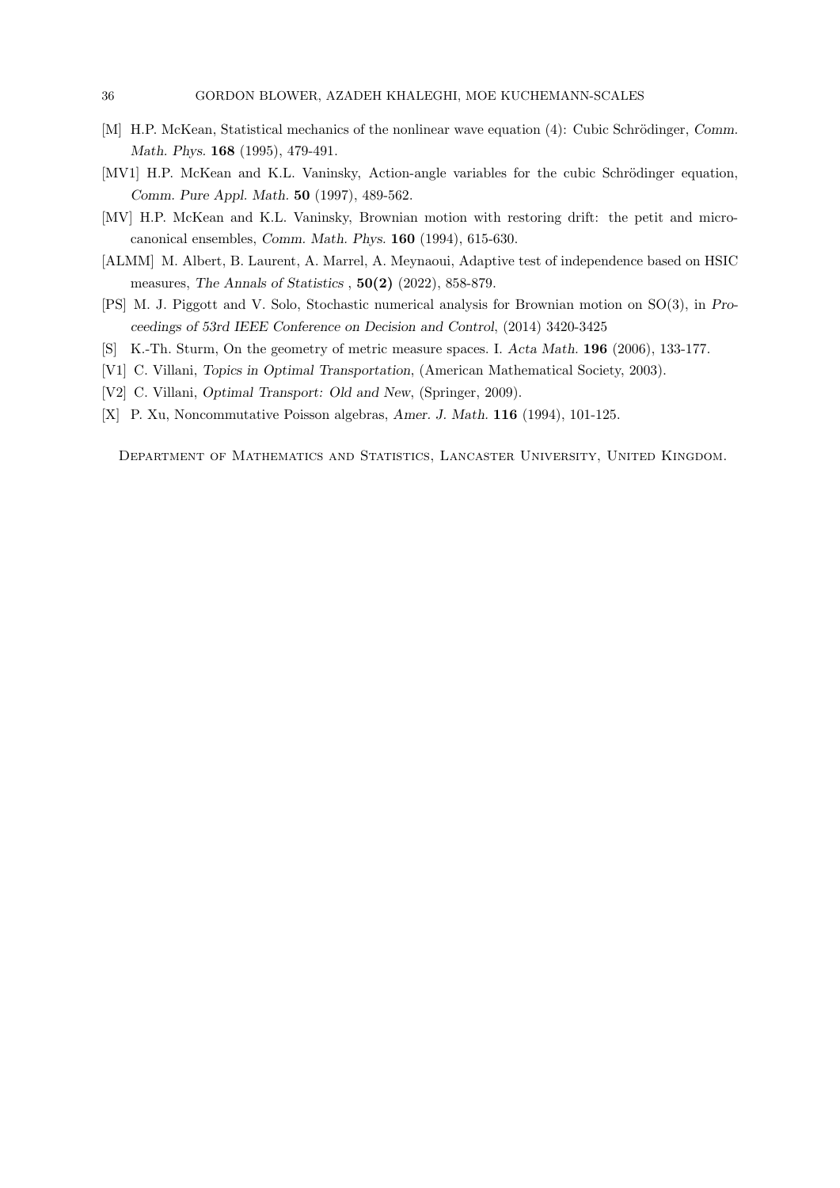[M] H.P. McKean, Statistical mechanics of the nonlinear wave equation (4): Cubic Schrödinger, *Comm. Math. Phys.* **168** (1995), 479-491.

[MV1] H.P. McKean and K.L. Vaninsky, Action-angle variables for the cubic Schrödinger equation, *Comm. Pure Appl. Math.* **50** (1997), 489-562.

[MV] H.P. McKean and K.L. Vaninsky, Brownian motion with restoring drift: the petit and microcanonical ensembles, *Comm. Math. Phys.* **160** (1994), 615-630.

[ALMM] M. Albert, B. Laurent, A. Marrel, A. Meynaoui, Adaptive test of independence based on HSIC measures, *The Annals of Statistics* , **50(2)** (2022), 858-879.

[PS] M. J. Piggott and V. Solo, Stochastic numerical analysis for Brownian motion on SO(3), in *Proceedings of 53rd IEEE Conference on Decision and Control*, (2014) 3420-3425

[S] K.-Th. Sturm, On the geometry of metric measure spaces. I. *Acta Math.* **196** (2006), 133-177.

[V1] C. Villani, *Topics in Optimal Transportation*, (American Mathematical Society, 2003).

[V2] C. Villani, *Optimal Transport: Old and New*, (Springer, 2009).

[X] P. Xu, Noncommutative Poisson algebras, *Amer. J. Math.* **116** (1994), 101-125.

Department of Mathematics and Statistics, Lancaster University, United Kingdom.